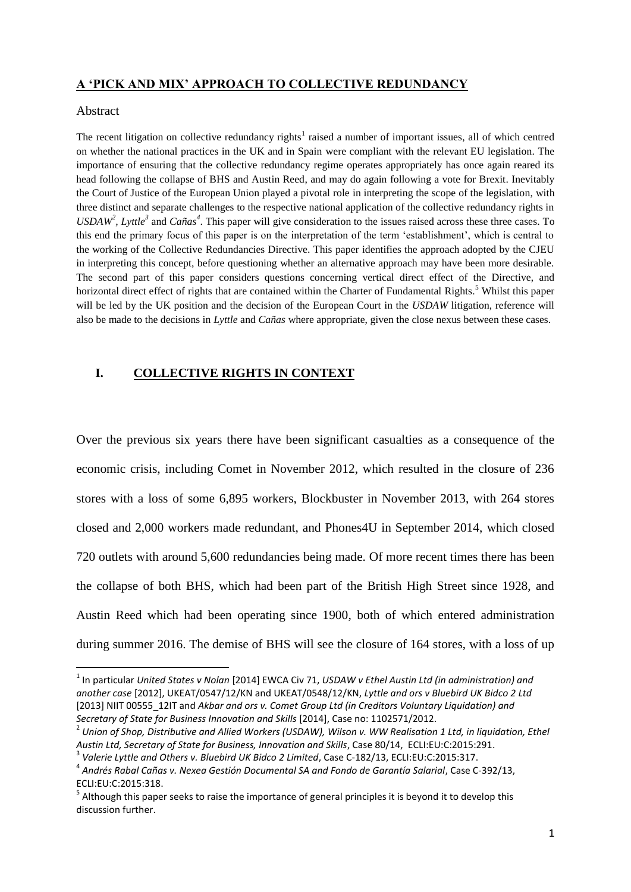## A 'PICK AND MIX' APPROACH TO COLLECTIVE REDUNDANCY

### Abstract

The recent litigation on collective redundancy rights[1] raised a number of important issues, all of which centred on whether the national practices in the UK and in Spain were compliant with the relevant EU legislation. The importance of ensuring that the collective redundancy regime operates appropriately has once again reared its head following the collapse of BHS and Austin Reed, and may do again following a vote for Brexit. Inevitably the Court of Justice of the European Union played a pivotal role in interpreting the scope of the legislation, with three distinct and separate challenges to the respective national application of the collective redundancy rights in *USDAW*[2], *Lyttle*[3] and *Cañas*[4]. This paper will give consideration to the issues raised across these three cases. To this end the primary focus of this paper is on the interpretation of the term 'establishment', which is central to the working of the Collective Redundancies Directive. This paper identifies the approach adopted by the CJEU in interpreting this concept, before questioning whether an alternative approach may have been more desirable. The second part of this paper considers questions concerning vertical direct effect of the Directive, and horizontal direct effect of rights that are contained within the Charter of Fundamental Rights.[5] Whilst this paper will be led by the UK position and the decision of the European Court in the *USDAW* litigation, reference will also be made to the decisions in *Lyttle* and *Cañas* where appropriate, given the close nexus between these cases.

## I. COLLECTIVE RIGHTS IN CONTEXT

Over the previous six years there have been significant casualties as a consequence of the economic crisis, including Comet in November 2012, which resulted in the closure of 236 stores with a loss of some 6,895 workers, Blockbuster in November 2013, with 264 stores closed and 2,000 workers made redundant, and Phones4U in September 2014, which closed 720 outlets with around 5,600 redundancies being made. Of more recent times there has been the collapse of both BHS, which had been part of the British High Street since 1928, and Austin Reed which had been operating since 1900, both of which entered administration during summer 2016. The demise of BHS will see the closure of 164 stores, with a loss of up

---

[1] In particular *United States v Nolan* [2014] EWCA Civ 71, *USDAW v Ethel Austin Ltd (in administration) and another case* [2012], UKEAT/0547/12/KN and UKEAT/0548/12/KN, *Lyttle and ors v Bluebird UK Bidco 2 Ltd* [2013] NIIT 00555_12IT and *Akbar and ors v. Comet Group Ltd (in Creditors Voluntary Liquidation) and Secretary of State for Business Innovation and Skills* [2014], Case no: 1102571/2012.

[2] *Union of Shop, Distributive and Allied Workers (USDAW), Wilson v. WW Realisation 1 Ltd, in liquidation, Ethel Austin Ltd, Secretary of State for Business, Innovation and Skills*, Case 80/14, ECLI:EU:C:2015:291.

[3] *Valerie Lyttle and Others v. Bluebird UK Bidco 2 Limited*, Case C-182/13, ECLI:EU:C:2015:317.

[4] *Andrés Rabal Cañas v. Nexea Gestión Documental SA and Fondo de Garantía Salarial*, Case C-392/13, ECLI:EU:C:2015:318.

[5] Although this paper seeks to raise the importance of general principles it is beyond it to develop this discussion further.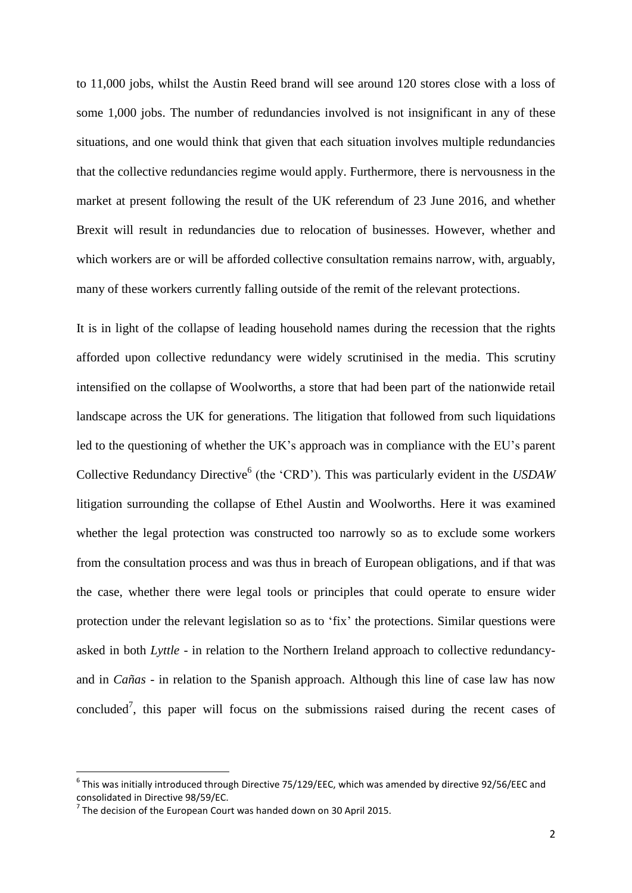to 11,000 jobs, whilst the Austin Reed brand will see around 120 stores close with a loss of some 1,000 jobs. The number of redundancies involved is not insignificant in any of these situations, and one would think that given that each situation involves multiple redundancies that the collective redundancies regime would apply. Furthermore, there is nervousness in the market at present following the result of the UK referendum of 23 June 2016, and whether Brexit will result in redundancies due to relocation of businesses. However, whether and which workers are or will be afforded collective consultation remains narrow, with, arguably, many of these workers currently falling outside of the remit of the relevant protections.

It is in light of the collapse of leading household names during the recession that the rights afforded upon collective redundancy were widely scrutinised in the media. This scrutiny intensified on the collapse of Woolworths, a store that had been part of the nationwide retail landscape across the UK for generations. The litigation that followed from such liquidations led to the questioning of whether the UK's approach was in compliance with the EU's parent Collective Redundancy Directive[6] (the 'CRD'). This was particularly evident in the *USDAW* litigation surrounding the collapse of Ethel Austin and Woolworths. Here it was examined whether the legal protection was constructed too narrowly so as to exclude some workers from the consultation process and was thus in breach of European obligations, and if that was the case, whether there were legal tools or principles that could operate to ensure wider protection under the relevant legislation so as to 'fix' the protections. Similar questions were asked in both *Lyttle* - in relation to the Northern Ireland approach to collective redundancy- and in *Cañas* - in relation to the Spanish approach. Although this line of case law has now concluded[7], this paper will focus on the submissions raised during the recent cases of

[6] This was initially introduced through Directive 75/129/EEC, which was amended by directive 92/56/EEC and consolidated in Directive 98/59/EC.

[7] The decision of the European Court was handed down on 30 April 2015.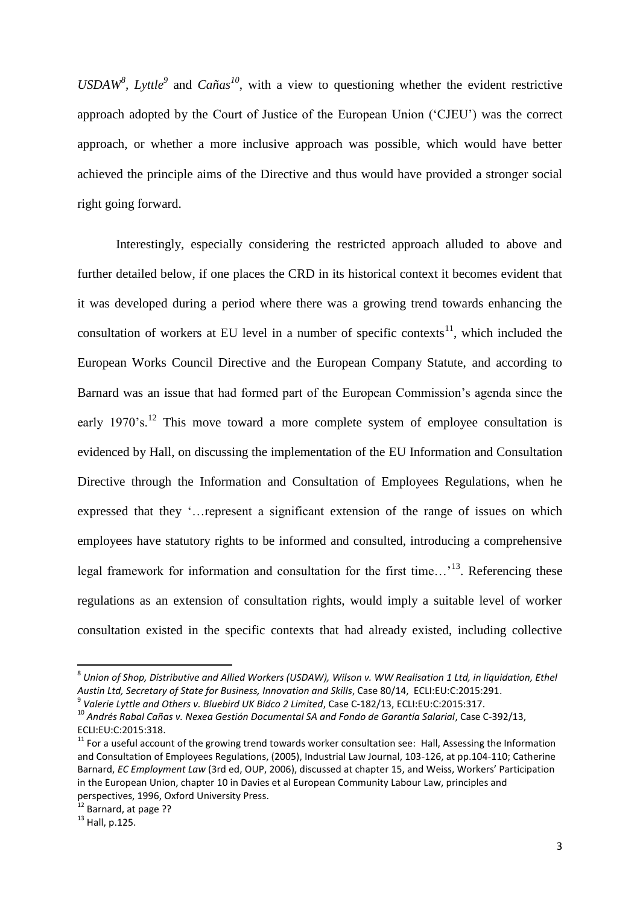*USDAW*[8], *Lyttle*[9] and *Cañas*[10], with a view to questioning whether the evident restrictive approach adopted by the Court of Justice of the European Union ('CJEU') was the correct approach, or whether a more inclusive approach was possible, which would have better achieved the principle aims of the Directive and thus would have provided a stronger social right going forward.

Interestingly, especially considering the restricted approach alluded to above and further detailed below, if one places the CRD in its historical context it becomes evident that it was developed during a period where there was a growing trend towards enhancing the consultation of workers at EU level in a number of specific contexts[11], which included the European Works Council Directive and the European Company Statute, and according to Barnard was an issue that had formed part of the European Commission's agenda since the early 1970's.[12] This move toward a more complete system of employee consultation is evidenced by Hall, on discussing the implementation of the EU Information and Consultation Directive through the Information and Consultation of Employees Regulations, when he expressed that they '…represent a significant extension of the range of issues on which employees have statutory rights to be informed and consulted, introducing a comprehensive legal framework for information and consultation for the first time…'[13]. Referencing these regulations as an extension of consultation rights, would imply a suitable level of worker consultation existed in the specific contexts that had already existed, including collective

---

[8] *Union of Shop, Distributive and Allied Workers (USDAW), Wilson v. WW Realisation 1 Ltd, in liquidation, Ethel Austin Ltd, Secretary of State for Business, Innovation and Skills*, Case 80/14, ECLI:EU:C:2015:291.

[9] *Valerie Lyttle and Others v. Bluebird UK Bidco 2 Limited*, Case C-182/13, ECLI:EU:C:2015:317.

[10] *Andrés Rabal Cañas v. Nexea Gestión Documental SA and Fondo de Garantía Salarial*, Case C-392/13, ECLI:EU:C:2015:318.

[11] For a useful account of the growing trend towards worker consultation see: Hall, Assessing the Information and Consultation of Employees Regulations, (2005), Industrial Law Journal, 103-126, at pp.104-110; Catherine Barnard, *EC Employment Law* (3rd ed, OUP, 2006), discussed at chapter 15, and Weiss, Workers' Participation in the European Union, chapter 10 in Davies et al European Community Labour Law, principles and perspectives, 1996, Oxford University Press.

[12] Barnard, at page ??

[13] Hall, p.125.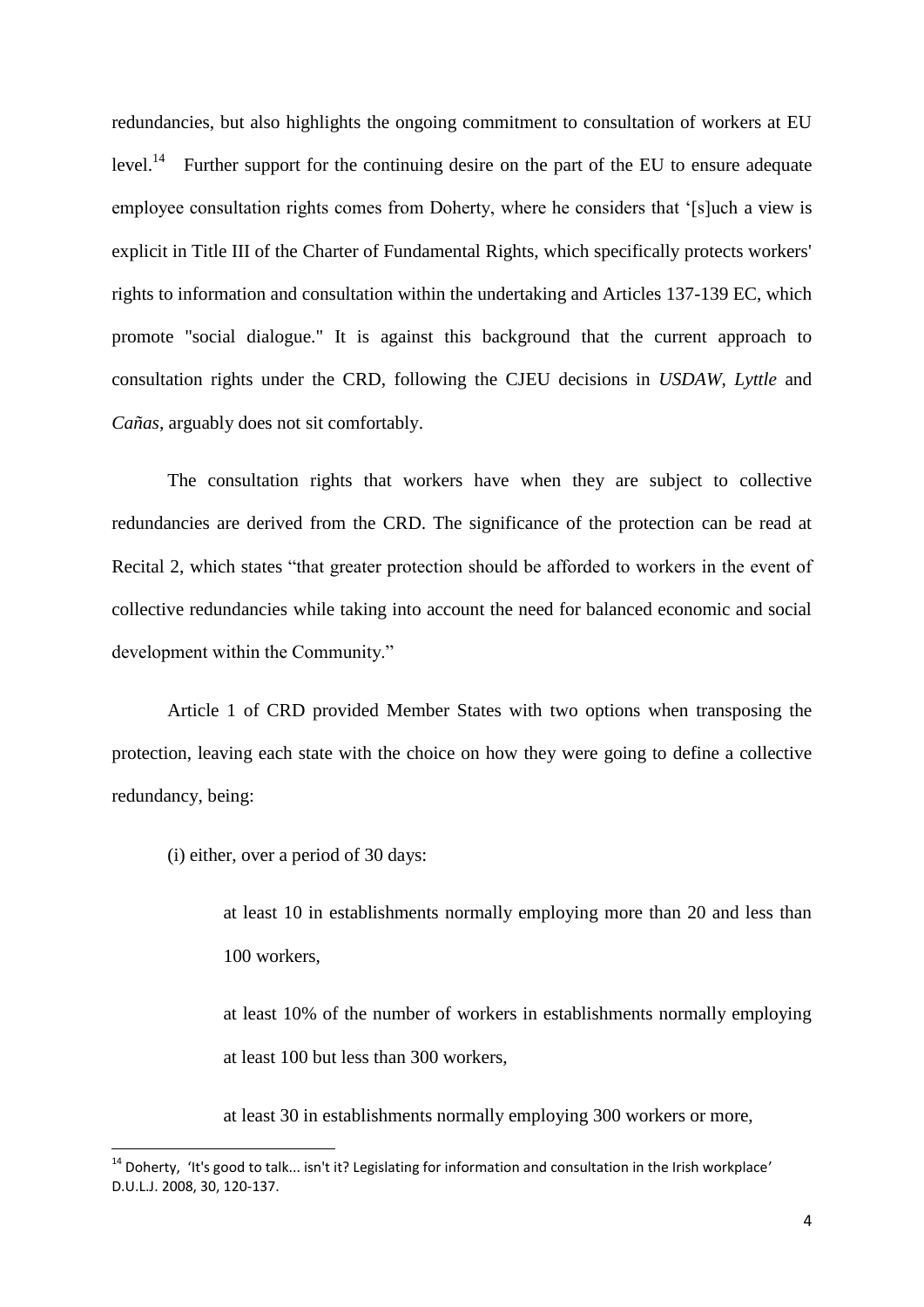redundancies, but also highlights the ongoing commitment to consultation of workers at EU level.[14] Further support for the continuing desire on the part of the EU to ensure adequate employee consultation rights comes from Doherty, where he considers that '[s]uch a view is explicit in Title III of the Charter of Fundamental Rights, which specifically protects workers' rights to information and consultation within the undertaking and Articles 137-139 EC, which promote "social dialogue." It is against this background that the current approach to consultation rights under the CRD, following the CJEU decisions in *USDAW*, *Lyttle* and *Cañas*, arguably does not sit comfortably.

The consultation rights that workers have when they are subject to collective redundancies are derived from the CRD. The significance of the protection can be read at Recital 2, which states "that greater protection should be afforded to workers in the event of collective redundancies while taking into account the need for balanced economic and social development within the Community."

Article 1 of CRD provided Member States with two options when transposing the protection, leaving each state with the choice on how they were going to define a collective redundancy, being:

(i) either, over a period of 30 days:

> at least 10 in establishments normally employing more than 20 and less than 100 workers,
>
> at least 10% of the number of workers in establishments normally employing at least 100 but less than 300 workers,
>
> at least 30 in establishments normally employing 300 workers or more,

[14] Doherty, 'It's good to talk... isn't it? Legislating for information and consultation in the Irish workplace' D.U.L.J. 2008, 30, 120-137.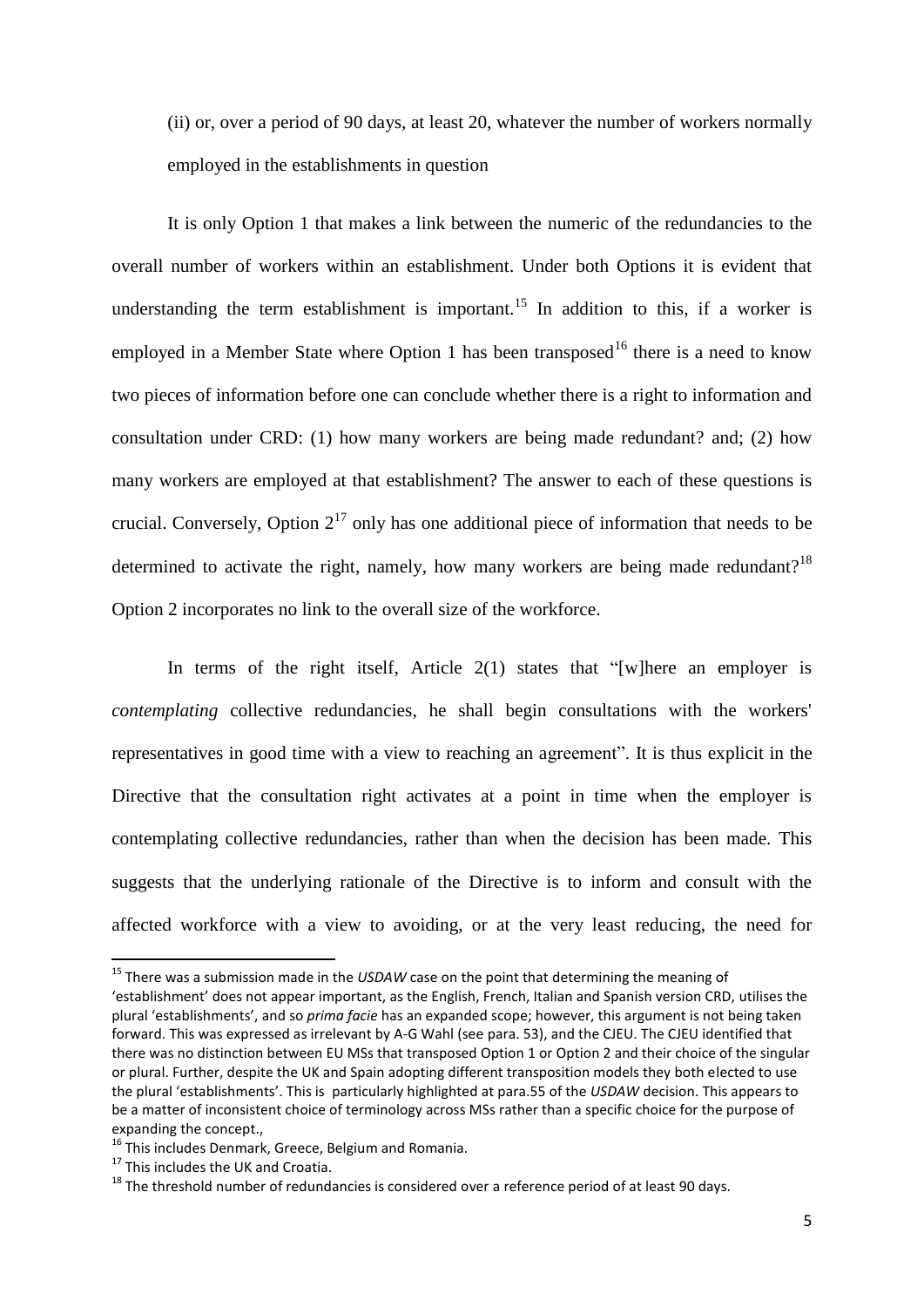(ii) or, over a period of 90 days, at least 20, whatever the number of workers normally employed in the establishments in question

It is only Option 1 that makes a link between the numeric of the redundancies to the overall number of workers within an establishment. Under both Options it is evident that understanding the term establishment is important.[15] In addition to this, if a worker is employed in a Member State where Option 1 has been transposed[16] there is a need to know two pieces of information before one can conclude whether there is a right to information and consultation under CRD: (1) how many workers are being made redundant? and; (2) how many workers are employed at that establishment? The answer to each of these questions is crucial. Conversely, Option 2[17] only has one additional piece of information that needs to be determined to activate the right, namely, how many workers are being made redundant?[18] Option 2 incorporates no link to the overall size of the workforce.

In terms of the right itself, Article 2(1) states that "[w]here an employer is *contemplating* collective redundancies, he shall begin consultations with the workers' representatives in good time with a view to reaching an agreement". It is thus explicit in the Directive that the consultation right activates at a point in time when the employer is contemplating collective redundancies, rather than when the decision has been made. This suggests that the underlying rationale of the Directive is to inform and consult with the affected workforce with a view to avoiding, or at the very least reducing, the need for

[15] There was a submission made in the *USDAW* case on the point that determining the meaning of 'establishment' does not appear important, as the English, French, Italian and Spanish version CRD, utilises the plural 'establishments', and so *prima facie* has an expanded scope; however, this argument is not being taken forward. This was expressed as irrelevant by A-G Wahl (see para. 53), and the CJEU. The CJEU identified that there was no distinction between EU MSs that transposed Option 1 or Option 2 and their choice of the singular or plural. Further, despite the UK and Spain adopting different transposition models they both elected to use the plural 'establishments'. This is particularly highlighted at para.55 of the *USDAW* decision. This appears to be a matter of inconsistent choice of terminology across MSs rather than a specific choice for the purpose of expanding the concept.,

[16] This includes Denmark, Greece, Belgium and Romania.

[17] This includes the UK and Croatia.

[18] The threshold number of redundancies is considered over a reference period of at least 90 days.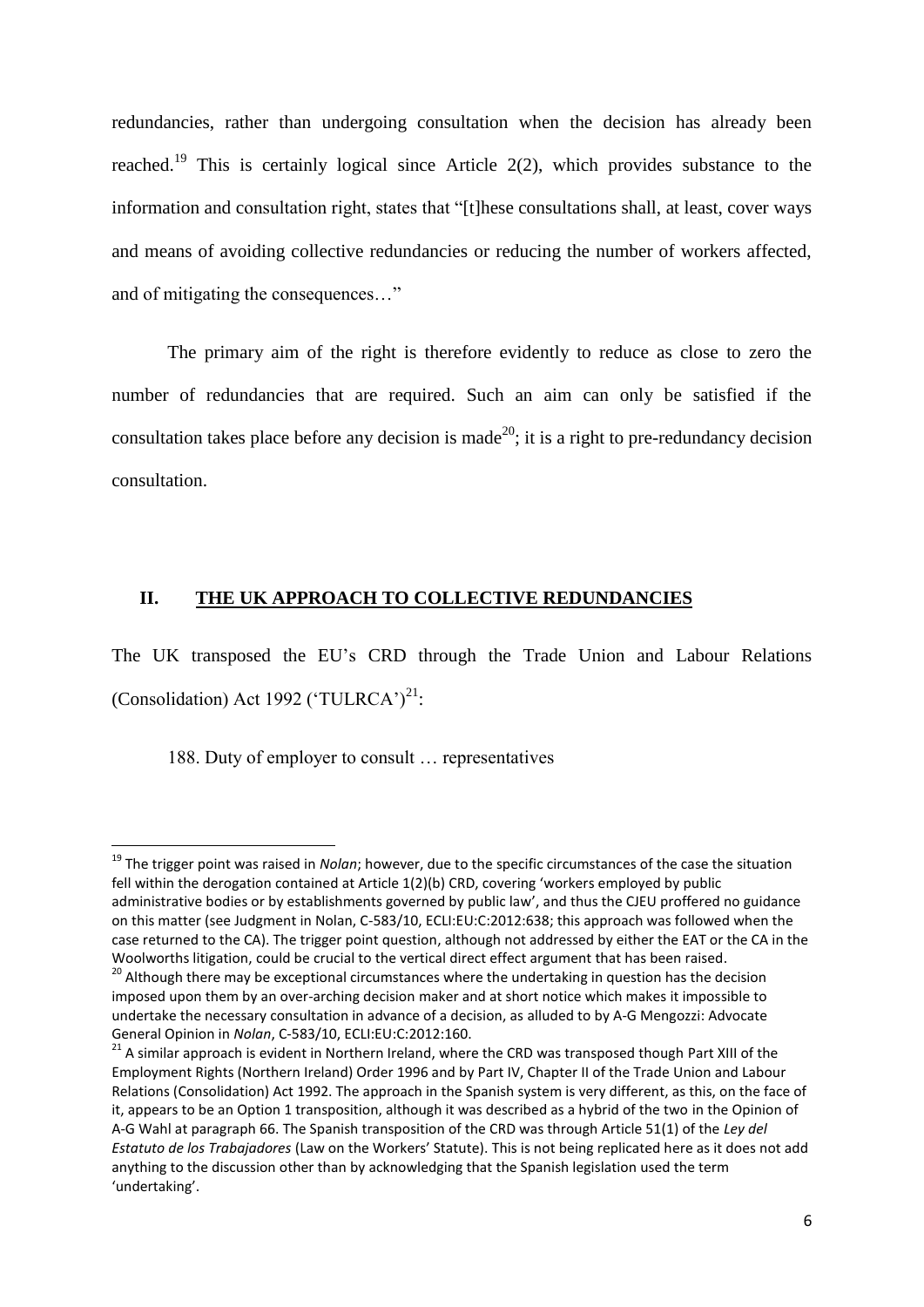redundancies, rather than undergoing consultation when the decision has already been reached.[19] This is certainly logical since Article 2(2), which provides substance to the information and consultation right, states that "[t]hese consultations shall, at least, cover ways and means of avoiding collective redundancies or reducing the number of workers affected, and of mitigating the consequences…"

The primary aim of the right is therefore evidently to reduce as close to zero the number of redundancies that are required. Such an aim can only be satisfied if the consultation takes place before any decision is made[20]; it is a right to pre-redundancy decision consultation.

## II. THE UK APPROACH TO COLLECTIVE REDUNDANCIES

The UK transposed the EU's CRD through the Trade Union and Labour Relations (Consolidation) Act 1992 ('TULRCA')[21]:

> 188. Duty of employer to consult … representatives

---

[19] The trigger point was raised in *Nolan*; however, due to the specific circumstances of the case the situation fell within the derogation contained at Article 1(2)(b) CRD, covering 'workers employed by public administrative bodies or by establishments governed by public law', and thus the CJEU proffered no guidance on this matter (see Judgment in Nolan, C-583/10, ECLI:EU:C:2012:638; this approach was followed when the case returned to the CA). The trigger point question, although not addressed by either the EAT or the CA in the Woolworths litigation, could be crucial to the vertical direct effect argument that has been raised.

[20] Although there may be exceptional circumstances where the undertaking in question has the decision imposed upon them by an over-arching decision maker and at short notice which makes it impossible to undertake the necessary consultation in advance of a decision, as alluded to by A-G Mengozzi: Advocate General Opinion in *Nolan*, C-583/10, ECLI:EU:C:2012:160.

[21] A similar approach is evident in Northern Ireland, where the CRD was transposed though Part XIII of the Employment Rights (Northern Ireland) Order 1996 and by Part IV, Chapter II of the Trade Union and Labour Relations (Consolidation) Act 1992. The approach in the Spanish system is very different, as this, on the face of it, appears to be an Option 1 transposition, although it was described as a hybrid of the two in the Opinion of A-G Wahl at paragraph 66. The Spanish transposition of the CRD was through Article 51(1) of the *Ley del Estatuto de los Trabajadores* (Law on the Workers' Statute). This is not being replicated here as it does not add anything to the discussion other than by acknowledging that the Spanish legislation used the term 'undertaking'.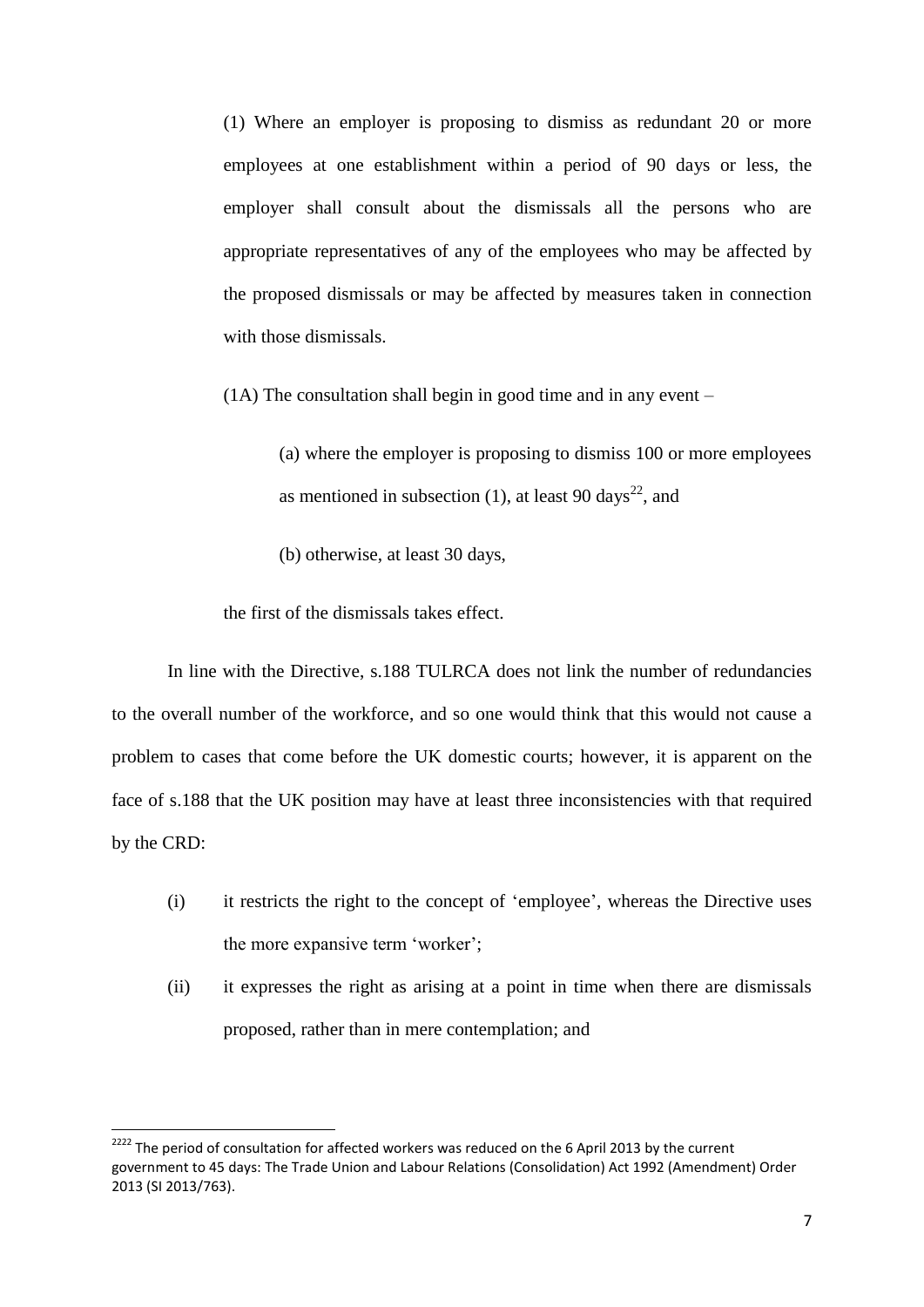> (1) Where an employer is proposing to dismiss as redundant 20 or more employees at one establishment within a period of 90 days or less, the employer shall consult about the dismissals all the persons who are appropriate representatives of any of the employees who may be affected by the proposed dismissals or may be affected by measures taken in connection with those dismissals.
>
> (1A) The consultation shall begin in good time and in any event –
>
> > (a) where the employer is proposing to dismiss 100 or more employees as mentioned in subsection (1), at least 90 days[22], and
> >
> > (b) otherwise, at least 30 days,
>
> the first of the dismissals takes effect.

In line with the Directive, s.188 TULRCA does not link the number of redundancies to the overall number of the workforce, and so one would think that this would not cause a problem to cases that come before the UK domestic courts; however, it is apparent on the face of s.188 that the UK position may have at least three inconsistencies with that required by the CRD:

(i) it restricts the right to the concept of 'employee', whereas the Directive uses the more expansive term 'worker';

(ii) it expresses the right as arising at a point in time when there are dismissals proposed, rather than in mere contemplation; and

---

[2222] The period of consultation for affected workers was reduced on the 6 April 2013 by the current government to 45 days: The Trade Union and Labour Relations (Consolidation) Act 1992 (Amendment) Order 2013 (SI 2013/763).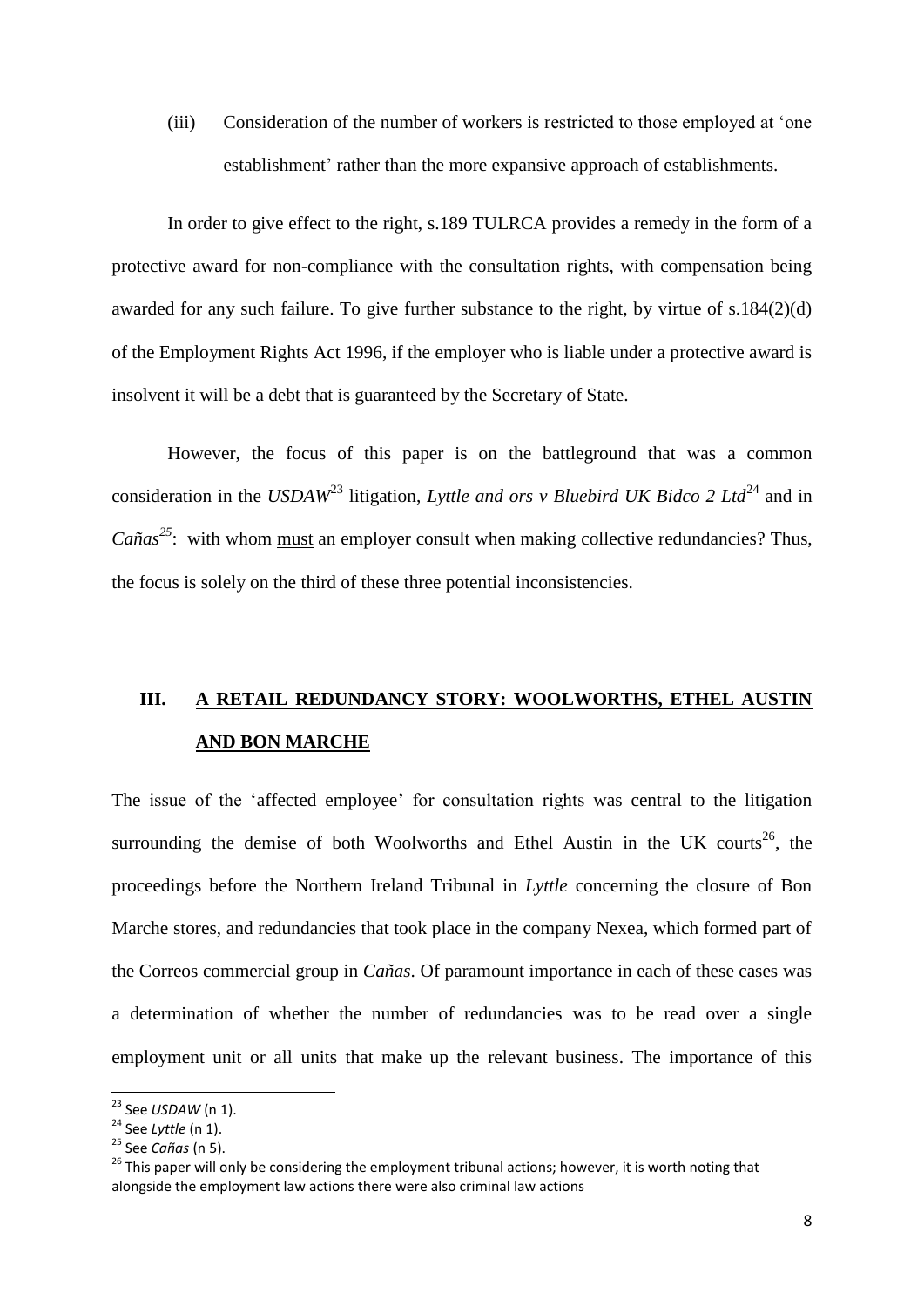(iii) Consideration of the number of workers is restricted to those employed at 'one establishment' rather than the more expansive approach of establishments.

In order to give effect to the right, s.189 TULRCA provides a remedy in the form of a protective award for non-compliance with the consultation rights, with compensation being awarded for any such failure. To give further substance to the right, by virtue of s.184(2)(d) of the Employment Rights Act 1996, if the employer who is liable under a protective award is insolvent it will be a debt that is guaranteed by the Secretary of State.

However, the focus of this paper is on the battleground that was a common consideration in the *USDAW*[23] litigation, *Lyttle and ors v Bluebird UK Bidco 2 Ltd*[24] and in *Cañas*[25]: with whom must an employer consult when making collective redundancies? Thus, the focus is solely on the third of these three potential inconsistencies.

## III. A RETAIL REDUNDANCY STORY: WOOLWORTHS, ETHEL AUSTIN AND BON MARCHE

The issue of the 'affected employee' for consultation rights was central to the litigation surrounding the demise of both Woolworths and Ethel Austin in the UK courts[26], the proceedings before the Northern Ireland Tribunal in *Lyttle* concerning the closure of Bon Marche stores, and redundancies that took place in the company Nexea, which formed part of the Correos commercial group in *Cañas*. Of paramount importance in each of these cases was a determination of whether the number of redundancies was to be read over a single employment unit or all units that make up the relevant business. The importance of this

---

[23] See *USDAW* (n 1).

[24] See *Lyttle* (n 1).

[25] See *Cañas* (n 5).

[26] This paper will only be considering the employment tribunal actions; however, it is worth noting that alongside the employment law actions there were also criminal law actions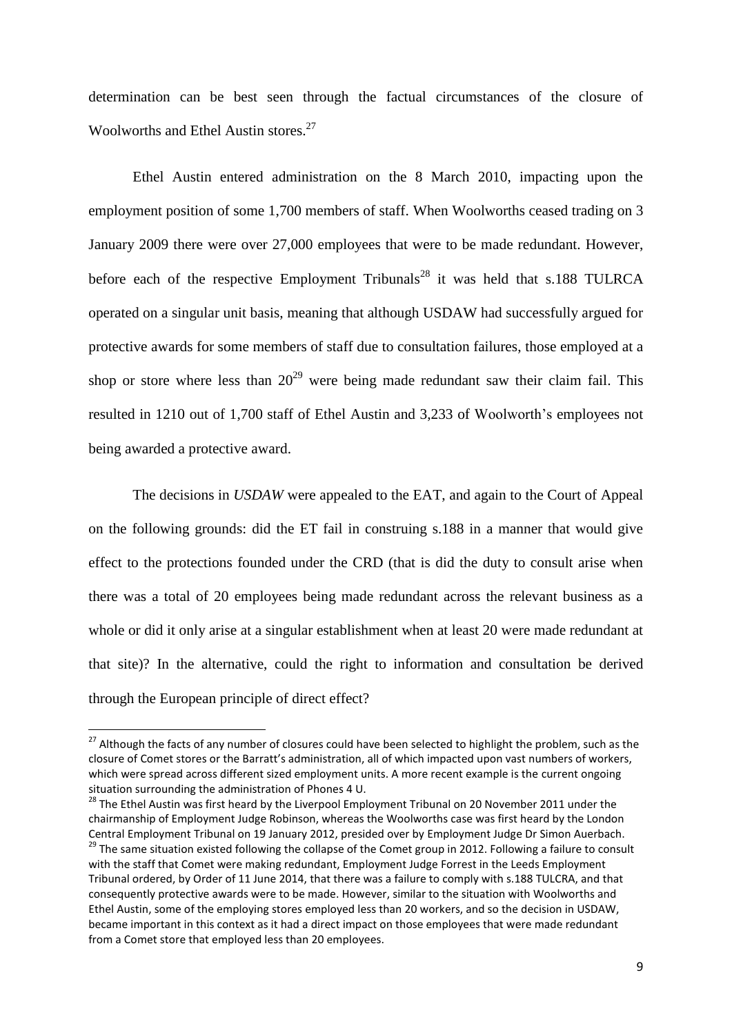determination can be best seen through the factual circumstances of the closure of Woolworths and Ethel Austin stores.[27]

Ethel Austin entered administration on the 8 March 2010, impacting upon the employment position of some 1,700 members of staff. When Woolworths ceased trading on 3 January 2009 there were over 27,000 employees that were to be made redundant. However, before each of the respective Employment Tribunals[28] it was held that s.188 TULRCA operated on a singular unit basis, meaning that although USDAW had successfully argued for protective awards for some members of staff due to consultation failures, those employed at a shop or store where less than 20[29] were being made redundant saw their claim fail. This resulted in 1210 out of 1,700 staff of Ethel Austin and 3,233 of Woolworth's employees not being awarded a protective award.

The decisions in *USDAW* were appealed to the EAT, and again to the Court of Appeal on the following grounds: did the ET fail in construing s.188 in a manner that would give effect to the protections founded under the CRD (that is did the duty to consult arise when there was a total of 20 employees being made redundant across the relevant business as a whole or did it only arise at a singular establishment when at least 20 were made redundant at that site)? In the alternative, could the right to information and consultation be derived through the European principle of direct effect?

---

[27] Although the facts of any number of closures could have been selected to highlight the problem, such as the closure of Comet stores or the Barratt's administration, all of which impacted upon vast numbers of workers, which were spread across different sized employment units. A more recent example is the current ongoing situation surrounding the administration of Phones 4 U.

[28] The Ethel Austin was first heard by the Liverpool Employment Tribunal on 20 November 2011 under the chairmanship of Employment Judge Robinson, whereas the Woolworths case was first heard by the London Central Employment Tribunal on 19 January 2012, presided over by Employment Judge Dr Simon Auerbach.

[29] The same situation existed following the collapse of the Comet group in 2012. Following a failure to consult with the staff that Comet were making redundant, Employment Judge Forrest in the Leeds Employment Tribunal ordered, by Order of 11 June 2014, that there was a failure to comply with s.188 TULCRA, and that consequently protective awards were to be made. However, similar to the situation with Woolworths and Ethel Austin, some of the employing stores employed less than 20 workers, and so the decision in USDAW, became important in this context as it had a direct impact on those employees that were made redundant from a Comet store that employed less than 20 employees.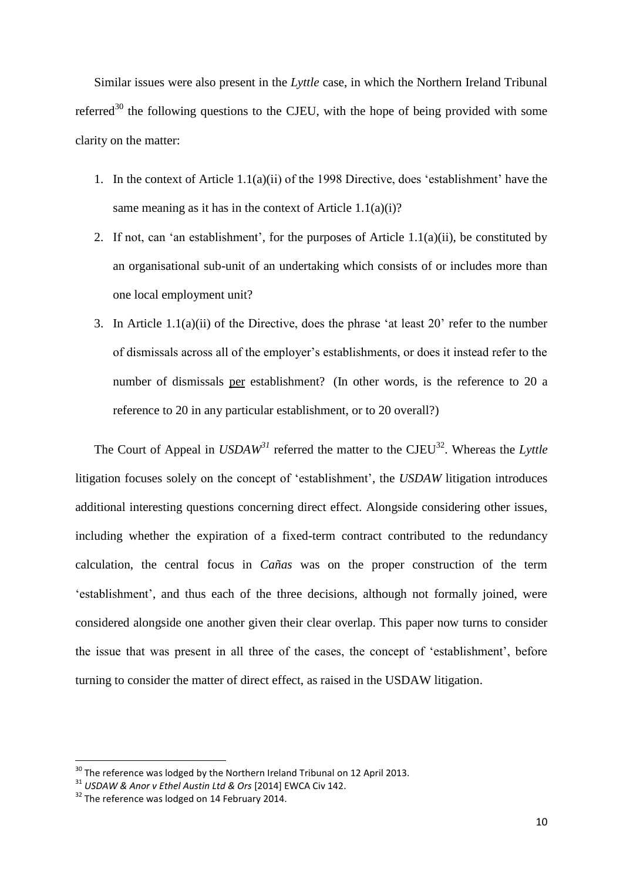Similar issues were also present in the *Lyttle* case, in which the Northern Ireland Tribunal referred[30] the following questions to the CJEU, with the hope of being provided with some clarity on the matter:

1. In the context of Article 1.1(a)(ii) of the 1998 Directive, does 'establishment' have the same meaning as it has in the context of Article 1.1(a)(i)?
2. If not, can 'an establishment', for the purposes of Article 1.1(a)(ii), be constituted by an organisational sub-unit of an undertaking which consists of or includes more than one local employment unit?
3. In Article 1.1(a)(ii) of the Directive, does the phrase 'at least 20' refer to the number of dismissals across all of the employer's establishments, or does it instead refer to the number of dismissals per establishment? (In other words, is the reference to 20 a reference to 20 in any particular establishment, or to 20 overall?)

The Court of Appeal in *USDAW*[31] referred the matter to the CJEU[32]. Whereas the *Lyttle* litigation focuses solely on the concept of 'establishment', the *USDAW* litigation introduces additional interesting questions concerning direct effect. Alongside considering other issues, including whether the expiration of a fixed-term contract contributed to the redundancy calculation, the central focus in *Cañas* was on the proper construction of the term 'establishment', and thus each of the three decisions, although not formally joined, were considered alongside one another given their clear overlap. This paper now turns to consider the issue that was present in all three of the cases, the concept of 'establishment', before turning to consider the matter of direct effect, as raised in the USDAW litigation.

[30] The reference was lodged by the Northern Ireland Tribunal on 12 April 2013.

[31] *USDAW & Anor v Ethel Austin Ltd & Ors* [2014] EWCA Civ 142.

[32] The reference was lodged on 14 February 2014.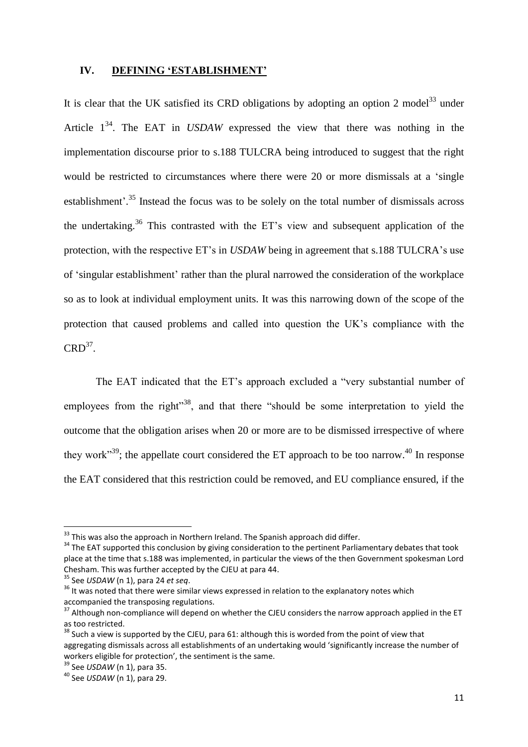## IV. DEFINING 'ESTABLISHMENT'

It is clear that the UK satisfied its CRD obligations by adopting an option 2 model[33] under Article 1[34]. The EAT in *USDAW* expressed the view that there was nothing in the implementation discourse prior to s.188 TULCRA being introduced to suggest that the right would be restricted to circumstances where there were 20 or more dismissals at a 'single establishment'.[35] Instead the focus was to be solely on the total number of dismissals across the undertaking.[36] This contrasted with the ET's view and subsequent application of the protection, with the respective ET's in *USDAW* being in agreement that s.188 TULCRA's use of 'singular establishment' rather than the plural narrowed the consideration of the workplace so as to look at individual employment units. It was this narrowing down of the scope of the protection that caused problems and called into question the UK's compliance with the CRD[37].

The EAT indicated that the ET's approach excluded a "very substantial number of employees from the right"[38], and that there "should be some interpretation to yield the outcome that the obligation arises when 20 or more are to be dismissed irrespective of where they work"[39]; the appellate court considered the ET approach to be too narrow.[40] In response the EAT considered that this restriction could be removed, and EU compliance ensured, if the

---

[33] This was also the approach in Northern Ireland. The Spanish approach did differ.

[34] The EAT supported this conclusion by giving consideration to the pertinent Parliamentary debates that took place at the time that s.188 was implemented, in particular the views of the then Government spokesman Lord Chesham. This was further accepted by the CJEU at para 44.

[35] See *USDAW* (n 1), para 24 *et seq*.

[36] It was noted that there were similar views expressed in relation to the explanatory notes which accompanied the transposing regulations.

[37] Although non-compliance will depend on whether the CJEU considers the narrow approach applied in the ET as too restricted.

[38] Such a view is supported by the CJEU, para 61: although this is worded from the point of view that aggregating dismissals across all establishments of an undertaking would 'significantly increase the number of workers eligible for protection', the sentiment is the same.

[39] See *USDAW* (n 1), para 35.

[40] See *USDAW* (n 1), para 29.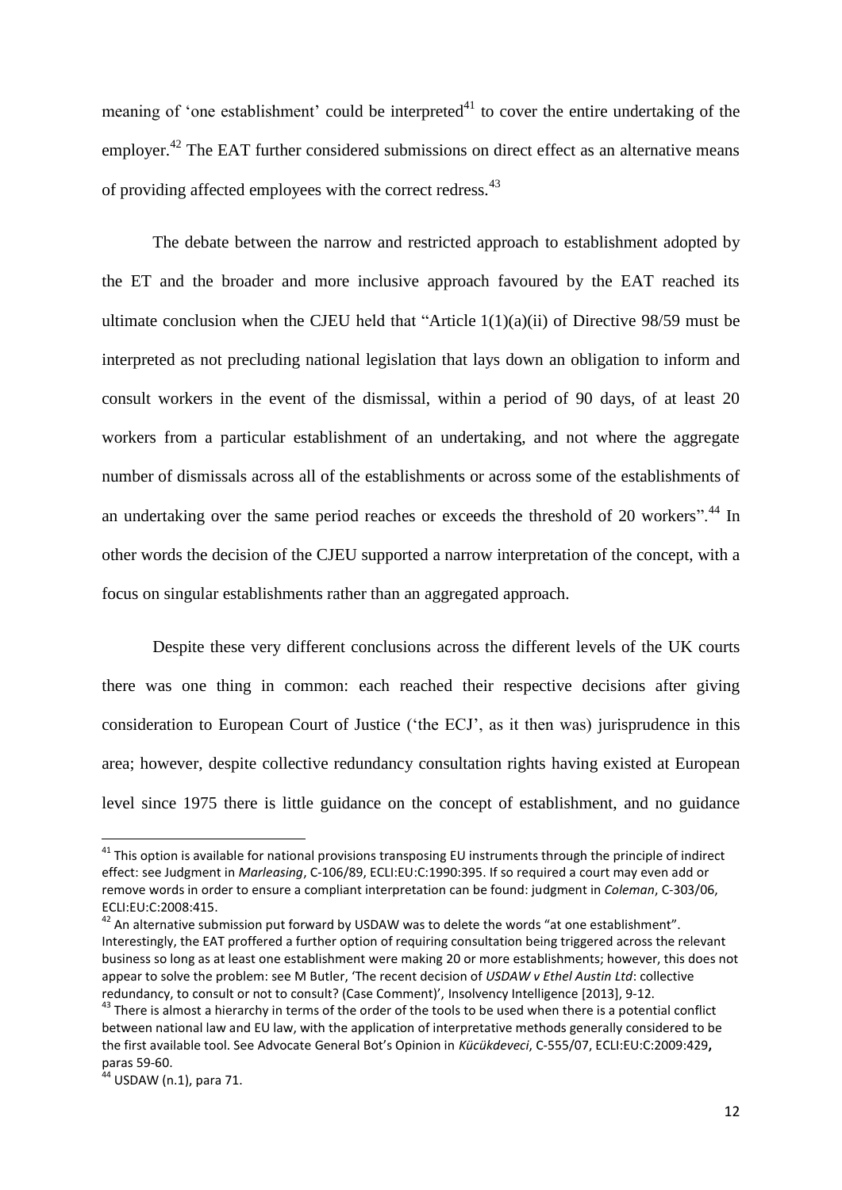meaning of 'one establishment' could be interpreted[41] to cover the entire undertaking of the employer.[42] The EAT further considered submissions on direct effect as an alternative means of providing affected employees with the correct redress.[43]

The debate between the narrow and restricted approach to establishment adopted by the ET and the broader and more inclusive approach favoured by the EAT reached its ultimate conclusion when the CJEU held that "Article 1(1)(a)(ii) of Directive 98/59 must be interpreted as not precluding national legislation that lays down an obligation to inform and consult workers in the event of the dismissal, within a period of 90 days, of at least 20 workers from a particular establishment of an undertaking, and not where the aggregate number of dismissals across all of the establishments or across some of the establishments of an undertaking over the same period reaches or exceeds the threshold of 20 workers".[44] In other words the decision of the CJEU supported a narrow interpretation of the concept, with a focus on singular establishments rather than an aggregated approach.

Despite these very different conclusions across the different levels of the UK courts there was one thing in common: each reached their respective decisions after giving consideration to European Court of Justice ('the ECJ', as it then was) jurisprudence in this area; however, despite collective redundancy consultation rights having existed at European level since 1975 there is little guidance on the concept of establishment, and no guidance

---

[41] This option is available for national provisions transposing EU instruments through the principle of indirect effect: see Judgment in *Marleasing*, C-106/89, ECLI:EU:C:1990:395. If so required a court may even add or remove words in order to ensure a compliant interpretation can be found: judgment in *Coleman*, C-303/06, ECLI:EU:C:2008:415.

[42] An alternative submission put forward by USDAW was to delete the words "at one establishment". Interestingly, the EAT proffered a further option of requiring consultation being triggered across the relevant business so long as at least one establishment were making 20 or more establishments; however, this does not appear to solve the problem: see M Butler, 'The recent decision of *USDAW v Ethel Austin Ltd*: collective redundancy, to consult or not to consult? (Case Comment)', Insolvency Intelligence [2013], 9-12.

[43] There is almost a hierarchy in terms of the order of the tools to be used when there is a potential conflict between national law and EU law, with the application of interpretative methods generally considered to be the first available tool. See Advocate General Bot's Opinion in *Kücükdeveci*, C-555/07, ECLI:EU:C:2009:429**,** paras 59-60.

[44] USDAW (n.1), para 71.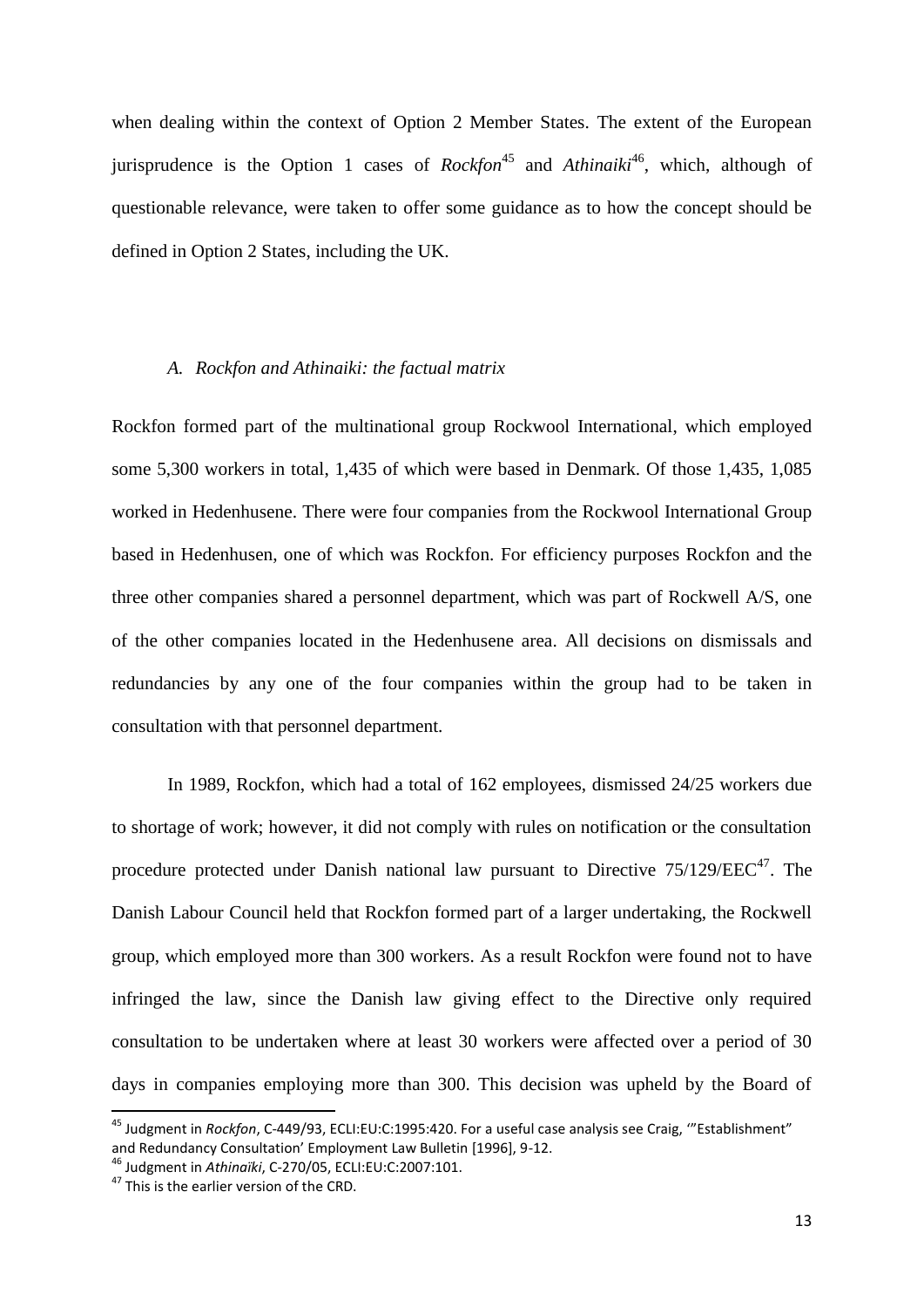when dealing within the context of Option 2 Member States. The extent of the European jurisprudence is the Option 1 cases of *Rockfon*[45] and *Athinaiki*[46], which, although of questionable relevance, were taken to offer some guidance as to how the concept should be defined in Option 2 States, including the UK.

### *A. Rockfon and Athinaiki: the factual matrix*

Rockfon formed part of the multinational group Rockwool International, which employed some 5,300 workers in total, 1,435 of which were based in Denmark. Of those 1,435, 1,085 worked in Hedenhusene. There were four companies from the Rockwool International Group based in Hedenhusen, one of which was Rockfon. For efficiency purposes Rockfon and the three other companies shared a personnel department, which was part of Rockwell A/S, one of the other companies located in the Hedenhusene area. All decisions on dismissals and redundancies by any one of the four companies within the group had to be taken in consultation with that personnel department.

In 1989, Rockfon, which had a total of 162 employees, dismissed 24/25 workers due to shortage of work; however, it did not comply with rules on notification or the consultation procedure protected under Danish national law pursuant to Directive 75/129/EEC[47]. The Danish Labour Council held that Rockfon formed part of a larger undertaking, the Rockwell group, which employed more than 300 workers. As a result Rockfon were found not to have infringed the law, since the Danish law giving effect to the Directive only required consultation to be undertaken where at least 30 workers were affected over a period of 30 days in companies employing more than 300. This decision was upheld by the Board of

---

[45] Judgment in *Rockfon*, C-449/93, ECLI:EU:C:1995:420. For a useful case analysis see Craig, '"Establishment" and Redundancy Consultation' Employment Law Bulletin [1996], 9-12.

[46] Judgment in *Athinaïki*, C-270/05, ECLI:EU:C:2007:101.

[47] This is the earlier version of the CRD.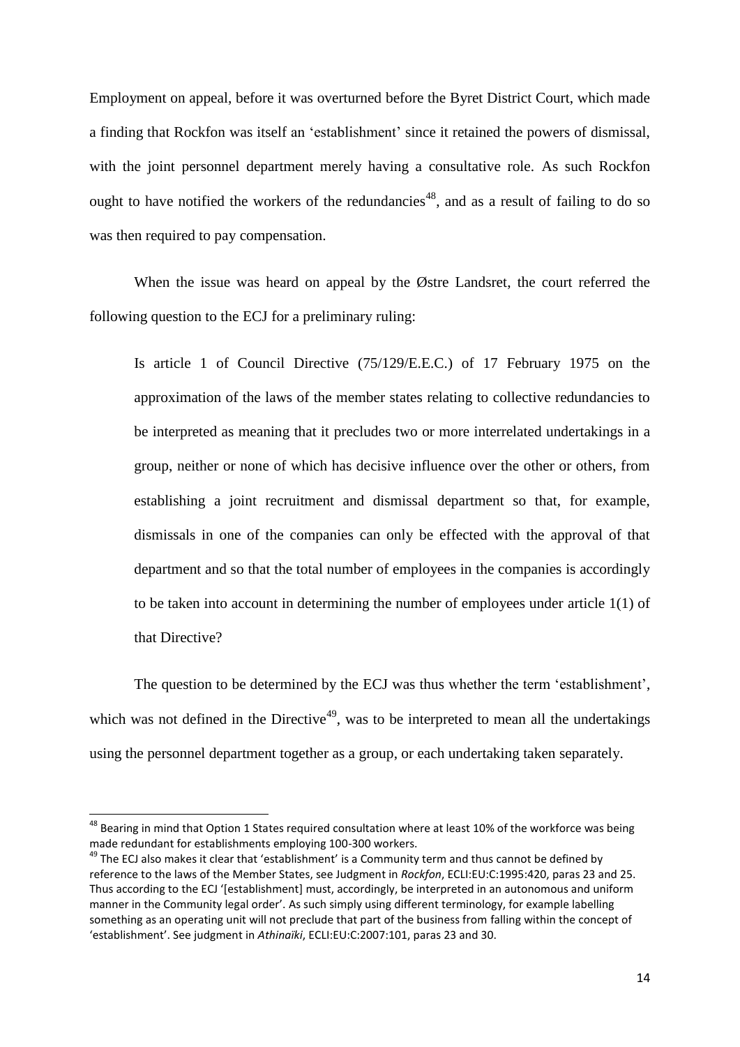Employment on appeal, before it was overturned before the Byret District Court, which made a finding that Rockfon was itself an 'establishment' since it retained the powers of dismissal, with the joint personnel department merely having a consultative role. As such Rockfon ought to have notified the workers of the redundancies[48], and as a result of failing to do so was then required to pay compensation.

When the issue was heard on appeal by the Østre Landsret, the court referred the following question to the ECJ for a preliminary ruling:

> Is article 1 of Council Directive (75/129/E.E.C.) of 17 February 1975 on the approximation of the laws of the member states relating to collective redundancies to be interpreted as meaning that it precludes two or more interrelated undertakings in a group, neither or none of which has decisive influence over the other or others, from establishing a joint recruitment and dismissal department so that, for example, dismissals in one of the companies can only be effected with the approval of that department and so that the total number of employees in the companies is accordingly to be taken into account in determining the number of employees under article 1(1) of that Directive?

The question to be determined by the ECJ was thus whether the term 'establishment', which was not defined in the Directive[49], was to be interpreted to mean all the undertakings using the personnel department together as a group, or each undertaking taken separately.

---

[48] Bearing in mind that Option 1 States required consultation where at least 10% of the workforce was being made redundant for establishments employing 100-300 workers.

[49] The ECJ also makes it clear that 'establishment' is a Community term and thus cannot be defined by reference to the laws of the Member States, see Judgment in *Rockfon*, ECLI:EU:C:1995:420, paras 23 and 25. Thus according to the ECJ '[establishment] must, accordingly, be interpreted in an autonomous and uniform manner in the Community legal order'. As such simply using different terminology, for example labelling something as an operating unit will not preclude that part of the business from falling within the concept of 'establishment'. See judgment in *Athinaïki*, ECLI:EU:C:2007:101, paras 23 and 30.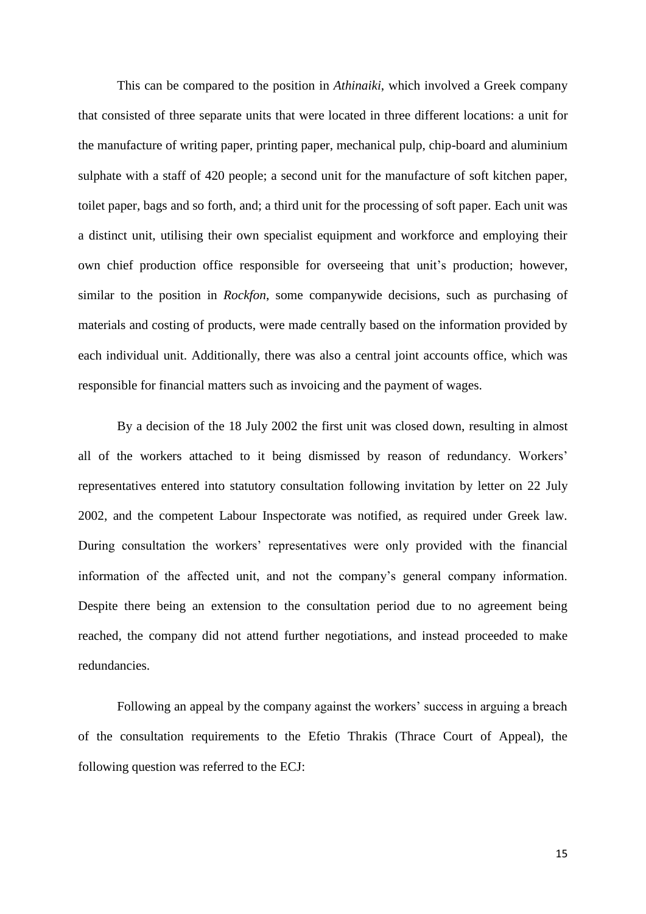This can be compared to the position in *Athinaiki*, which involved a Greek company that consisted of three separate units that were located in three different locations: a unit for the manufacture of writing paper, printing paper, mechanical pulp, chip-board and aluminium sulphate with a staff of 420 people; a second unit for the manufacture of soft kitchen paper, toilet paper, bags and so forth, and; a third unit for the processing of soft paper. Each unit was a distinct unit, utilising their own specialist equipment and workforce and employing their own chief production office responsible for overseeing that unit's production; however, similar to the position in *Rockfon*, some companywide decisions, such as purchasing of materials and costing of products, were made centrally based on the information provided by each individual unit. Additionally, there was also a central joint accounts office, which was responsible for financial matters such as invoicing and the payment of wages.

By a decision of the 18 July 2002 the first unit was closed down, resulting in almost all of the workers attached to it being dismissed by reason of redundancy. Workers' representatives entered into statutory consultation following invitation by letter on 22 July 2002, and the competent Labour Inspectorate was notified, as required under Greek law. During consultation the workers' representatives were only provided with the financial information of the affected unit, and not the company's general company information. Despite there being an extension to the consultation period due to no agreement being reached, the company did not attend further negotiations, and instead proceeded to make redundancies.

Following an appeal by the company against the workers' success in arguing a breach of the consultation requirements to the Efetio Thrakis (Thrace Court of Appeal), the following question was referred to the ECJ: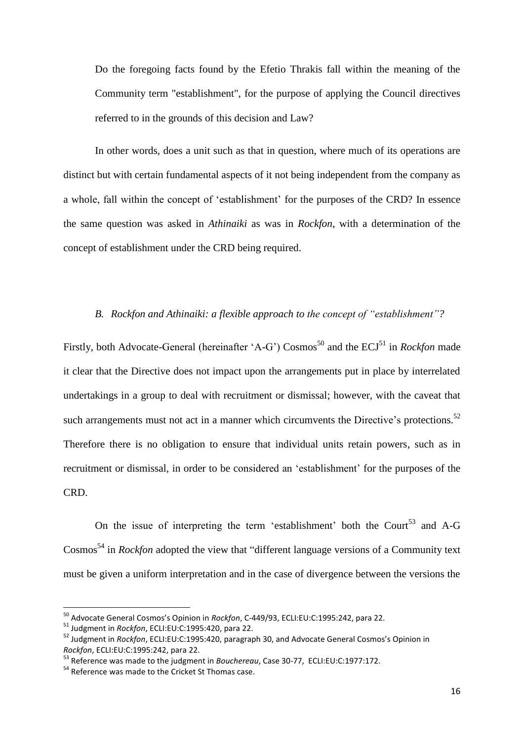Do the foregoing facts found by the Efetio Thrakis fall within the meaning of the Community term "establishment", for the purpose of applying the Council directives referred to in the grounds of this decision and Law?

In other words, does a unit such as that in question, where much of its operations are distinct but with certain fundamental aspects of it not being independent from the company as a whole, fall within the concept of 'establishment' for the purposes of the CRD? In essence the same question was asked in *Athinaiki* as was in *Rockfon*, with a determination of the concept of establishment under the CRD being required.

### *B. Rockfon and Athinaiki: a flexible approach to the concept of "establishment"?*

Firstly, both Advocate-General (hereinafter 'A-G') Cosmos[50] and the ECJ[51] in *Rockfon* made it clear that the Directive does not impact upon the arrangements put in place by interrelated undertakings in a group to deal with recruitment or dismissal; however, with the caveat that such arrangements must not act in a manner which circumvents the Directive's protections.[52] Therefore there is no obligation to ensure that individual units retain powers, such as in recruitment or dismissal, in order to be considered an 'establishment' for the purposes of the CRD.

On the issue of interpreting the term 'establishment' both the Court[53] and A-G Cosmos[54] in *Rockfon* adopted the view that "different language versions of a Community text must be given a uniform interpretation and in the case of divergence between the versions the

---

[50] Advocate General Cosmos's Opinion in *Rockfon*, C-449/93, ECLI:EU:C:1995:242, para 22.

[51] Judgment in *Rockfon*, ECLI:EU:C:1995:420, para 22.

[52] Judgment in *Rockfon*, ECLI:EU:C:1995:420, paragraph 30, and Advocate General Cosmos's Opinion in *Rockfon*, ECLI:EU:C:1995:242, para 22.

[53] Reference was made to the judgment in *Bouchereau*, Case 30-77, ECLI:EU:C:1977:172.

[54] Reference was made to the Cricket St Thomas case.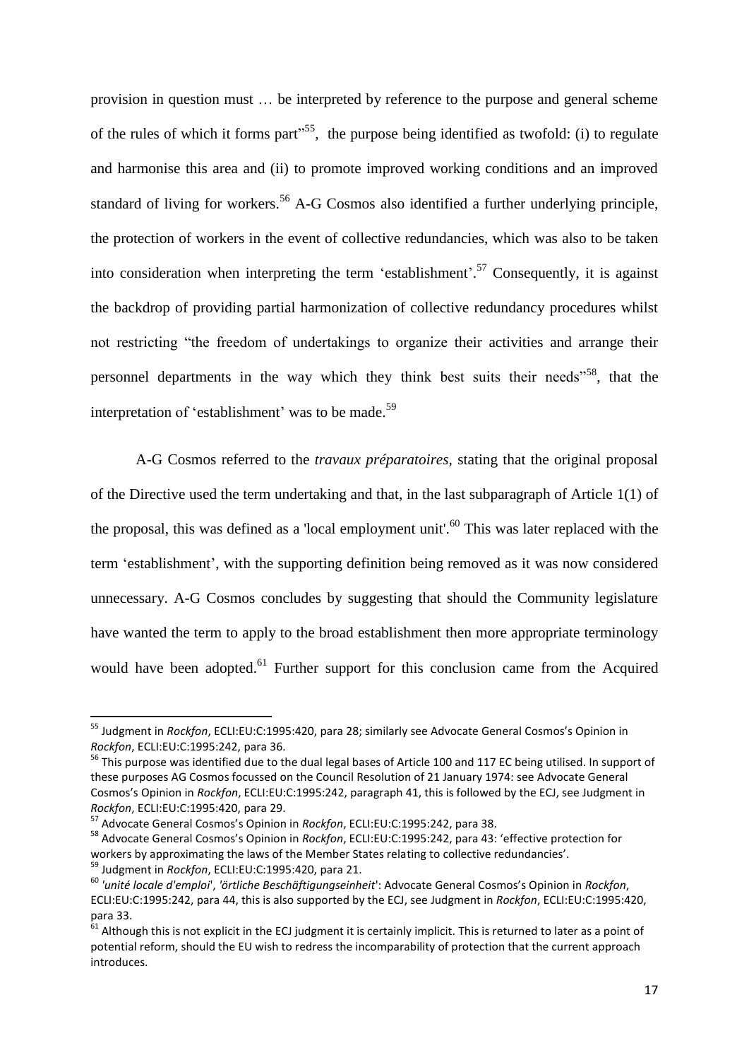provision in question must … be interpreted by reference to the purpose and general scheme of the rules of which it forms part"[55], the purpose being identified as twofold: (i) to regulate and harmonise this area and (ii) to promote improved working conditions and an improved standard of living for workers.[56] A-G Cosmos also identified a further underlying principle, the protection of workers in the event of collective redundancies, which was also to be taken into consideration when interpreting the term 'establishment'.[57] Consequently, it is against the backdrop of providing partial harmonization of collective redundancy procedures whilst not restricting "the freedom of undertakings to organize their activities and arrange their personnel departments in the way which they think best suits their needs"[58], that the interpretation of 'establishment' was to be made.[59]

A-G Cosmos referred to the *travaux préparatoires*, stating that the original proposal of the Directive used the term undertaking and that, in the last subparagraph of Article 1(1) of the proposal, this was defined as a 'local employment unit'.[60] This was later replaced with the term 'establishment', with the supporting definition being removed as it was now considered unnecessary. A-G Cosmos concludes by suggesting that should the Community legislature have wanted the term to apply to the broad establishment then more appropriate terminology would have been adopted.[61] Further support for this conclusion came from the Acquired

---

[55] Judgment in *Rockfon*, ECLI:EU:C:1995:420, para 28; similarly see Advocate General Cosmos's Opinion in *Rockfon*, ECLI:EU:C:1995:242, para 36.

[56] This purpose was identified due to the dual legal bases of Article 100 and 117 EC being utilised. In support of these purposes AG Cosmos focussed on the Council Resolution of 21 January 1974: see Advocate General Cosmos's Opinion in *Rockfon*, ECLI:EU:C:1995:242, paragraph 41, this is followed by the ECJ, see Judgment in *Rockfon*, ECLI:EU:C:1995:420, para 29.

[57] Advocate General Cosmos's Opinion in *Rockfon*, ECLI:EU:C:1995:242, para 38.

[58] Advocate General Cosmos's Opinion in *Rockfon*, ECLI:EU:C:1995:242, para 43: 'effective protection for workers by approximating the laws of the Member States relating to collective redundancies'.

[59] Judgment in *Rockfon*, ECLI:EU:C:1995:420, para 21.

[60] *'unité locale d'emploi'*, *'örtliche Beschäftigungseinheit'*: Advocate General Cosmos's Opinion in *Rockfon*, ECLI:EU:C:1995:242, para 44, this is also supported by the ECJ, see Judgment in *Rockfon*, ECLI:EU:C:1995:420, para 33.

[61] Although this is not explicit in the ECJ judgment it is certainly implicit. This is returned to later as a point of potential reform, should the EU wish to redress the incomparability of protection that the current approach introduces.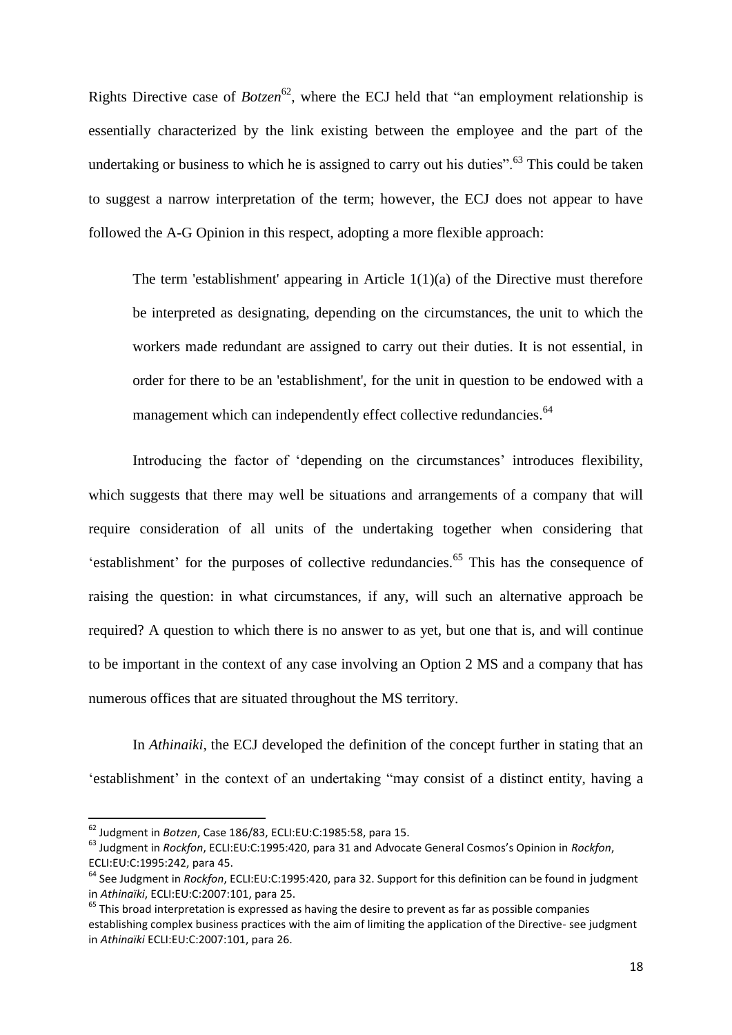Rights Directive case of *Botzen*[62], where the ECJ held that "an employment relationship is essentially characterized by the link existing between the employee and the part of the undertaking or business to which he is assigned to carry out his duties".[63] This could be taken to suggest a narrow interpretation of the term; however, the ECJ does not appear to have followed the A-G Opinion in this respect, adopting a more flexible approach:

> The term 'establishment' appearing in Article 1(1)(a) of the Directive must therefore be interpreted as designating, depending on the circumstances, the unit to which the workers made redundant are assigned to carry out their duties. It is not essential, in order for there to be an 'establishment', for the unit in question to be endowed with a management which can independently effect collective redundancies.[64]

Introducing the factor of 'depending on the circumstances' introduces flexibility, which suggests that there may well be situations and arrangements of a company that will require consideration of all units of the undertaking together when considering that 'establishment' for the purposes of collective redundancies.[65] This has the consequence of raising the question: in what circumstances, if any, will such an alternative approach be required? A question to which there is no answer to as yet, but one that is, and will continue to be important in the context of any case involving an Option 2 MS and a company that has numerous offices that are situated throughout the MS territory.

In *Athinaiki*, the ECJ developed the definition of the concept further in stating that an 'establishment' in the context of an undertaking "may consist of a distinct entity, having a

---

[62] Judgment in *Botzen*, Case 186/83, ECLI:EU:C:1985:58, para 15.

[63] Judgment in *Rockfon*, ECLI:EU:C:1995:420, para 31 and Advocate General Cosmos's Opinion in *Rockfon*, ECLI:EU:C:1995:242, para 45.

[64] See Judgment in *Rockfon*, ECLI:EU:C:1995:420, para 32. Support for this definition can be found in judgment in *Athinaïki*, ECLI:EU:C:2007:101, para 25.

[65] This broad interpretation is expressed as having the desire to prevent as far as possible companies establishing complex business practices with the aim of limiting the application of the Directive- see judgment in *Athinaïki* ECLI:EU:C:2007:101, para 26.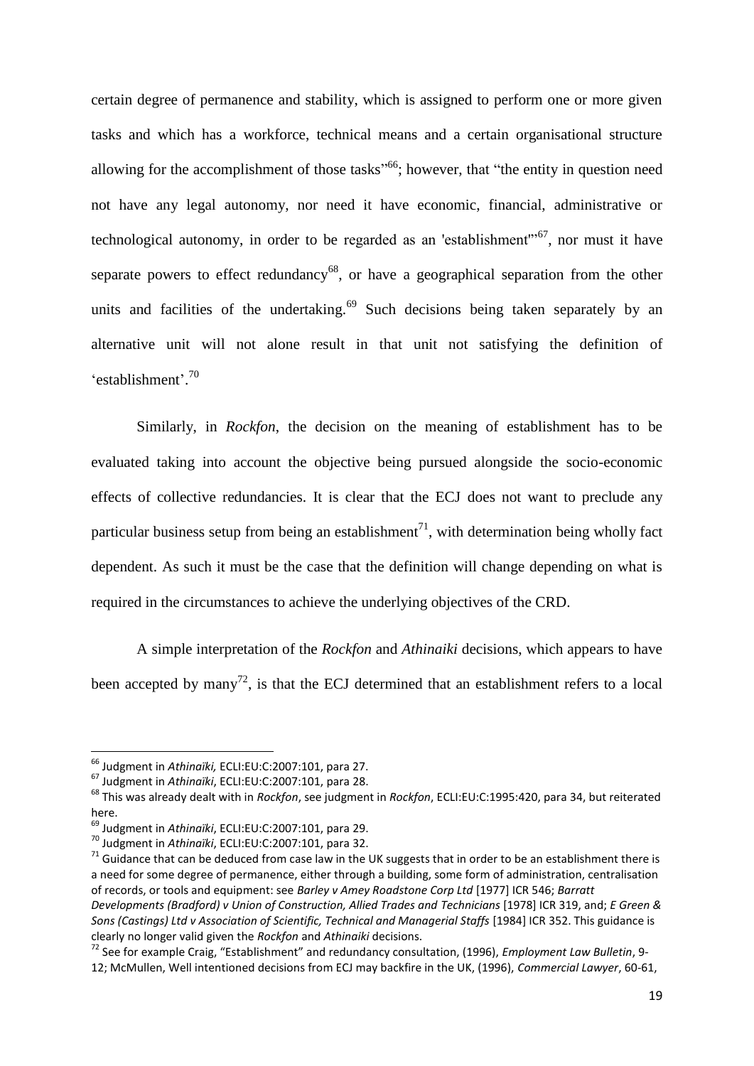certain degree of permanence and stability, which is assigned to perform one or more given tasks and which has a workforce, technical means and a certain organisational structure allowing for the accomplishment of those tasks"[66]; however, that "the entity in question need not have any legal autonomy, nor need it have economic, financial, administrative or technological autonomy, in order to be regarded as an 'establishment'"[67], nor must it have separate powers to effect redundancy[68], or have a geographical separation from the other units and facilities of the undertaking.[69] Such decisions being taken separately by an alternative unit will not alone result in that unit not satisfying the definition of 'establishment'.[70]

Similarly, in *Rockfon*, the decision on the meaning of establishment has to be evaluated taking into account the objective being pursued alongside the socio-economic effects of collective redundancies. It is clear that the ECJ does not want to preclude any particular business setup from being an establishment[71], with determination being wholly fact dependent. As such it must be the case that the definition will change depending on what is required in the circumstances to achieve the underlying objectives of the CRD.

A simple interpretation of the *Rockfon* and *Athinaiki* decisions, which appears to have been accepted by many[72], is that the ECJ determined that an establishment refers to a local

---

[66] Judgment in *Athinaïki,* ECLI:EU:C:2007:101, para 27.

[67] Judgment in *Athinaïki*, ECLI:EU:C:2007:101, para 28.

[68] This was already dealt with in *Rockfon*, see judgment in *Rockfon*, ECLI:EU:C:1995:420, para 34, but reiterated here.

[69] Judgment in *Athinaïki*, ECLI:EU:C:2007:101, para 29.

[70] Judgment in *Athinaïki*, ECLI:EU:C:2007:101, para 32.

[71] Guidance that can be deduced from case law in the UK suggests that in order to be an establishment there is a need for some degree of permanence, either through a building, some form of administration, centralisation of records, or tools and equipment: see *Barley v Amey Roadstone Corp Ltd* [1977] ICR 546; *Barratt Developments (Bradford) v Union of Construction, Allied Trades and Technicians* [1978] ICR 319, and; *E Green & Sons (Castings) Ltd v Association of Scientific, Technical and Managerial Staffs* [1984] ICR 352. This guidance is clearly no longer valid given the *Rockfon* and *Athinaiki* decisions.

[72] See for example Craig, "Establishment" and redundancy consultation, (1996), *Employment Law Bulletin*, 9-12; McMullen, Well intentioned decisions from ECJ may backfire in the UK, (1996), *Commercial Lawyer*, 60-61,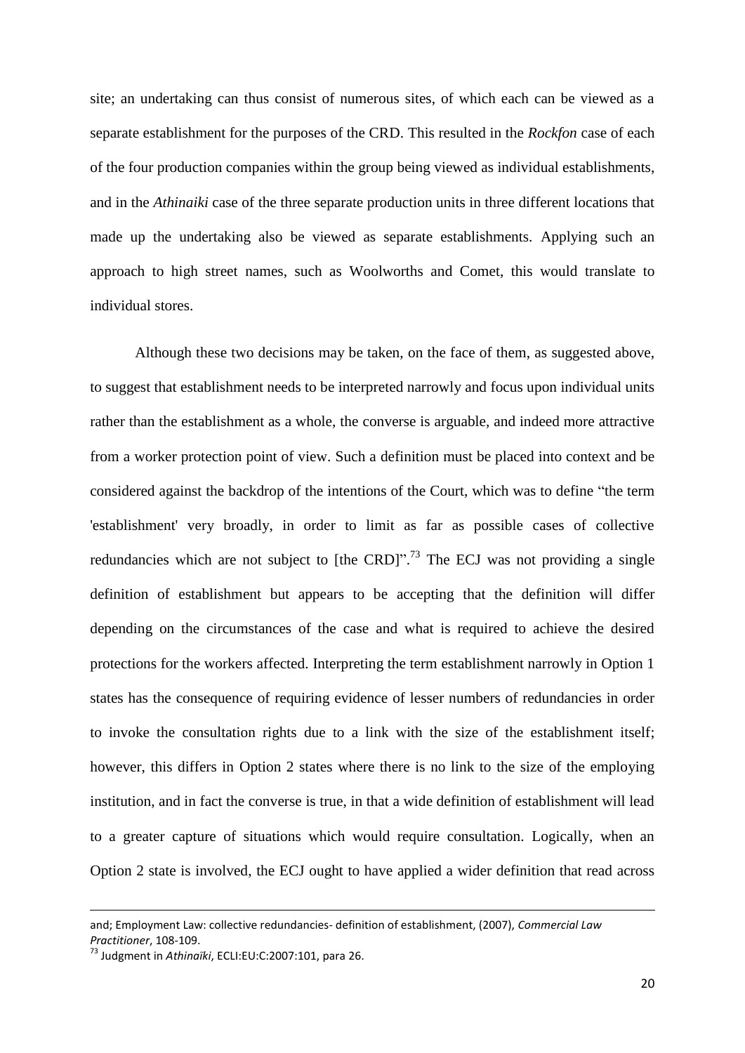site; an undertaking can thus consist of numerous sites, of which each can be viewed as a separate establishment for the purposes of the CRD. This resulted in the *Rockfon* case of each of the four production companies within the group being viewed as individual establishments, and in the *Athinaiki* case of the three separate production units in three different locations that made up the undertaking also be viewed as separate establishments. Applying such an approach to high street names, such as Woolworths and Comet, this would translate to individual stores.

Although these two decisions may be taken, on the face of them, as suggested above, to suggest that establishment needs to be interpreted narrowly and focus upon individual units rather than the establishment as a whole, the converse is arguable, and indeed more attractive from a worker protection point of view. Such a definition must be placed into context and be considered against the backdrop of the intentions of the Court, which was to define "the term 'establishment' very broadly, in order to limit as far as possible cases of collective redundancies which are not subject to [the CRD]".[73] The ECJ was not providing a single definition of establishment but appears to be accepting that the definition will differ depending on the circumstances of the case and what is required to achieve the desired protections for the workers affected. Interpreting the term establishment narrowly in Option 1 states has the consequence of requiring evidence of lesser numbers of redundancies in order to invoke the consultation rights due to a link with the size of the establishment itself; however, this differs in Option 2 states where there is no link to the size of the employing institution, and in fact the converse is true, in that a wide definition of establishment will lead to a greater capture of situations which would require consultation. Logically, when an Option 2 state is involved, the ECJ ought to have applied a wider definition that read across

---

and; Employment Law: collective redundancies- definition of establishment, (2007), *Commercial Law Practitioner*, 108-109.

[73] Judgment in *Athinaïki*, ECLI:EU:C:2007:101, para 26.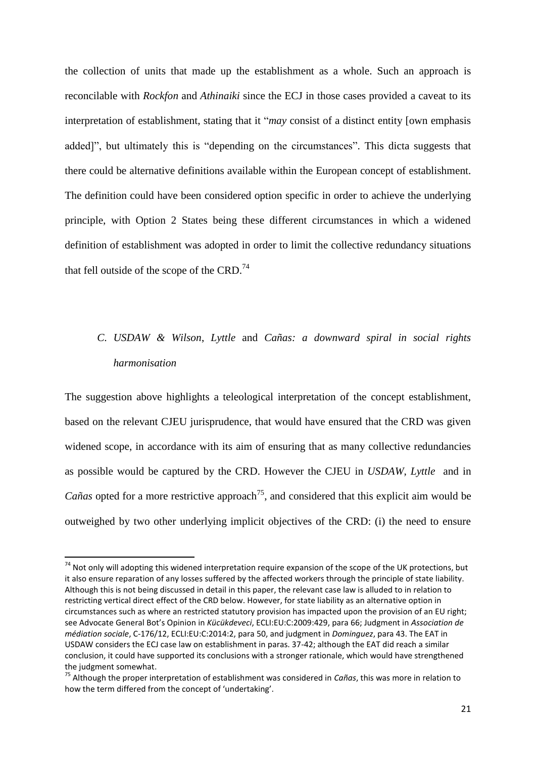the collection of units that made up the establishment as a whole. Such an approach is reconcilable with *Rockfon* and *Athinaiki* since the ECJ in those cases provided a caveat to its interpretation of establishment, stating that it "*may* consist of a distinct entity [own emphasis added]", but ultimately this is "depending on the circumstances". This dicta suggests that there could be alternative definitions available within the European concept of establishment. The definition could have been considered option specific in order to achieve the underlying principle, with Option 2 States being these different circumstances in which a widened definition of establishment was adopted in order to limit the collective redundancy situations that fell outside of the scope of the CRD.[74]

### C. *USDAW & Wilson*, *Lyttle* and *Cañas: a downward spiral in social rights harmonisation*

The suggestion above highlights a teleological interpretation of the concept establishment, based on the relevant CJEU jurisprudence, that would have ensured that the CRD was given widened scope, in accordance with its aim of ensuring that as many collective redundancies as possible would be captured by the CRD. However the CJEU in *USDAW*, *Lyttle* and in *Cañas* opted for a more restrictive approach[75], and considered that this explicit aim would be outweighed by two other underlying implicit objectives of the CRD: (i) the need to ensure

---

[74] Not only will adopting this widened interpretation require expansion of the scope of the UK protections, but it also ensure reparation of any losses suffered by the affected workers through the principle of state liability. Although this is not being discussed in detail in this paper, the relevant case law is alluded to in relation to restricting vertical direct effect of the CRD below. However, for state liability as an alternative option in circumstances such as where an restricted statutory provision has impacted upon the provision of an EU right; see Advocate General Bot's Opinion in *Kücükdeveci*, ECLI:EU:C:2009:429, para 66; Judgment in *Association de médiation sociale*, C-176/12, ECLI:EU:C:2014:2, para 50, and judgment in *Dominguez*, para 43. The EAT in USDAW considers the ECJ case law on establishment in paras. 37-42; although the EAT did reach a similar conclusion, it could have supported its conclusions with a stronger rationale, which would have strengthened the judgment somewhat.

[75] Although the proper interpretation of establishment was considered in *Cañas*, this was more in relation to how the term differed from the concept of 'undertaking'.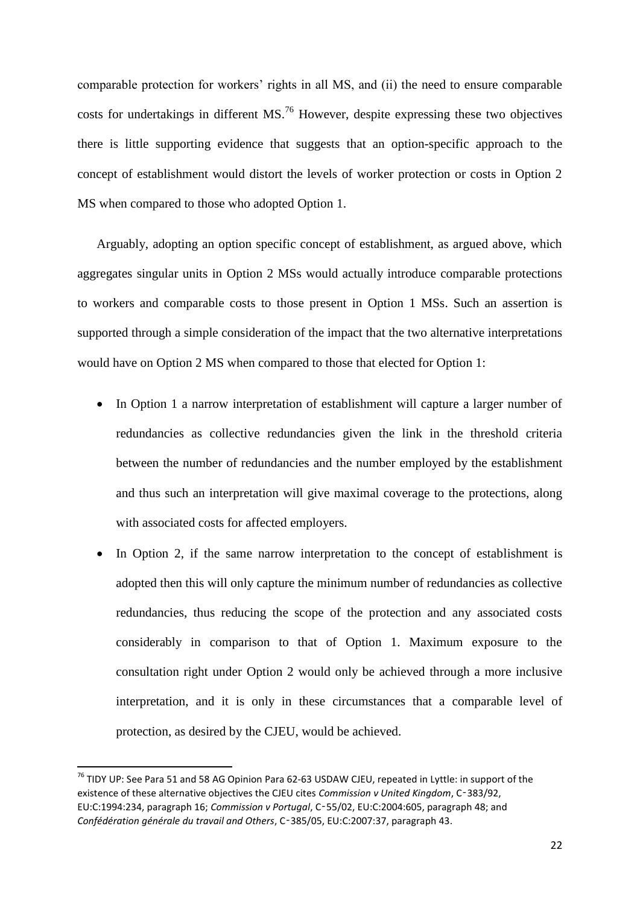comparable protection for workers' rights in all MS, and (ii) the need to ensure comparable costs for undertakings in different MS.[76] However, despite expressing these two objectives there is little supporting evidence that suggests that an option-specific approach to the concept of establishment would distort the levels of worker protection or costs in Option 2 MS when compared to those who adopted Option 1.

Arguably, adopting an option specific concept of establishment, as argued above, which aggregates singular units in Option 2 MSs would actually introduce comparable protections to workers and comparable costs to those present in Option 1 MSs. Such an assertion is supported through a simple consideration of the impact that the two alternative interpretations would have on Option 2 MS when compared to those that elected for Option 1:

- In Option 1 a narrow interpretation of establishment will capture a larger number of redundancies as collective redundancies given the link in the threshold criteria between the number of redundancies and the number employed by the establishment and thus such an interpretation will give maximal coverage to the protections, along with associated costs for affected employers.
- In Option 2, if the same narrow interpretation to the concept of establishment is adopted then this will only capture the minimum number of redundancies as collective redundancies, thus reducing the scope of the protection and any associated costs considerably in comparison to that of Option 1. Maximum exposure to the consultation right under Option 2 would only be achieved through a more inclusive interpretation, and it is only in these circumstances that a comparable level of protection, as desired by the CJEU, would be achieved.

---

[76] TIDY UP: See Para 51 and 58 AG Opinion Para 62-63 USDAW CJEU, repeated in Lyttle: in support of the existence of these alternative objectives the CJEU cites *Commission v United Kingdom*, C‑383/92, EU:C:1994:234, paragraph 16; *Commission v Portugal*, C‑55/02, EU:C:2004:605, paragraph 48; and *Confédération générale du travail and Others*, C‑385/05, EU:C:2007:37, paragraph 43.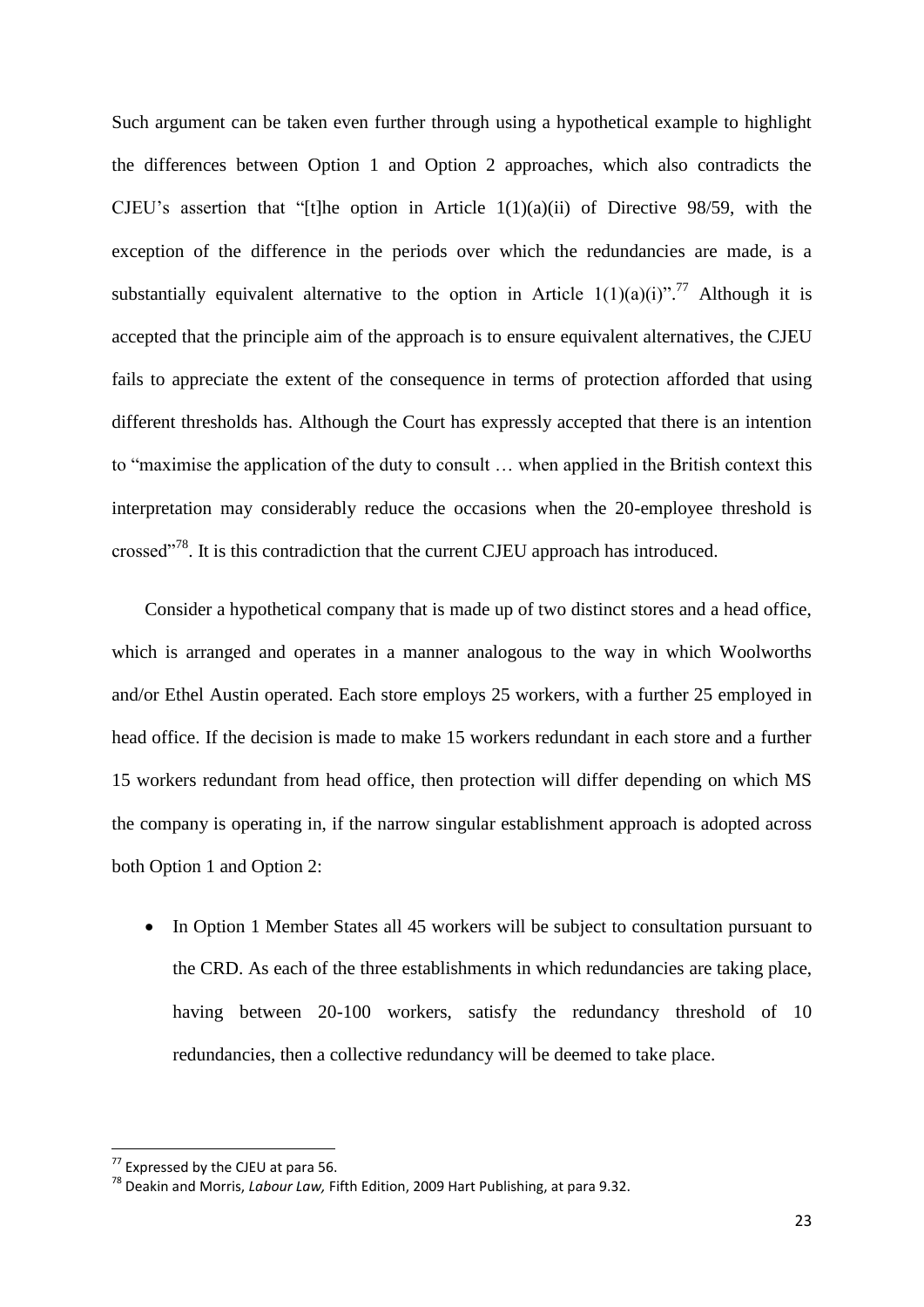Such argument can be taken even further through using a hypothetical example to highlight the differences between Option 1 and Option 2 approaches, which also contradicts the CJEU's assertion that "[t]he option in Article 1(1)(a)(ii) of Directive 98/59, with the exception of the difference in the periods over which the redundancies are made, is a substantially equivalent alternative to the option in Article 1(1)(a)(i)".[77] Although it is accepted that the principle aim of the approach is to ensure equivalent alternatives, the CJEU fails to appreciate the extent of the consequence in terms of protection afforded that using different thresholds has. Although the Court has expressly accepted that there is an intention to "maximise the application of the duty to consult … when applied in the British context this interpretation may considerably reduce the occasions when the 20-employee threshold is crossed"[78]. It is this contradiction that the current CJEU approach has introduced.

Consider a hypothetical company that is made up of two distinct stores and a head office, which is arranged and operates in a manner analogous to the way in which Woolworths and/or Ethel Austin operated. Each store employs 25 workers, with a further 25 employed in head office. If the decision is made to make 15 workers redundant in each store and a further 15 workers redundant from head office, then protection will differ depending on which MS the company is operating in, if the narrow singular establishment approach is adopted across both Option 1 and Option 2:

- In Option 1 Member States all 45 workers will be subject to consultation pursuant to the CRD. As each of the three establishments in which redundancies are taking place, having between 20-100 workers, satisfy the redundancy threshold of 10 redundancies, then a collective redundancy will be deemed to take place.

---

[77] Expressed by the CJEU at para 56.

[78] Deakin and Morris, *Labour Law,* Fifth Edition, 2009 Hart Publishing, at para 9.32.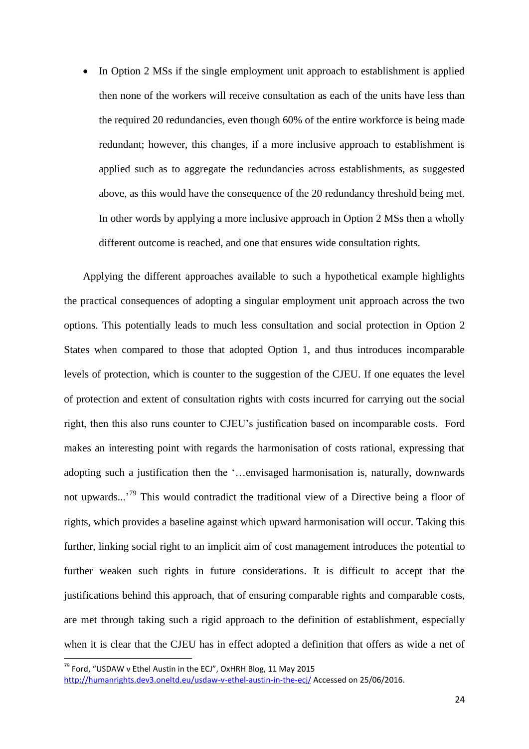- In Option 2 MSs if the single employment unit approach to establishment is applied then none of the workers will receive consultation as each of the units have less than the required 20 redundancies, even though 60% of the entire workforce is being made redundant; however, this changes, if a more inclusive approach to establishment is applied such as to aggregate the redundancies across establishments, as suggested above, as this would have the consequence of the 20 redundancy threshold being met. In other words by applying a more inclusive approach in Option 2 MSs then a wholly different outcome is reached, and one that ensures wide consultation rights.

Applying the different approaches available to such a hypothetical example highlights the practical consequences of adopting a singular employment unit approach across the two options. This potentially leads to much less consultation and social protection in Option 2 States when compared to those that adopted Option 1, and thus introduces incomparable levels of protection, which is counter to the suggestion of the CJEU. If one equates the level of protection and extent of consultation rights with costs incurred for carrying out the social right, then this also runs counter to CJEU's justification based on incomparable costs. Ford makes an interesting point with regards the harmonisation of costs rational, expressing that adopting such a justification then the '…envisaged harmonisation is, naturally, downwards not upwards...'[79] This would contradict the traditional view of a Directive being a floor of rights, which provides a baseline against which upward harmonisation will occur. Taking this further, linking social right to an implicit aim of cost management introduces the potential to further weaken such rights in future considerations. It is difficult to accept that the justifications behind this approach, that of ensuring comparable rights and comparable costs, are met through taking such a rigid approach to the definition of establishment, especially when it is clear that the CJEU has in effect adopted a definition that offers as wide a net of

[79] Ford, "USDAW v Ethel Austin in the ECJ", OxHRH Blog, 11 May 2015 http://humanrights.dev3.oneltd.eu/usdaw-v-ethel-austin-in-the-ecj/ Accessed on 25/06/2016.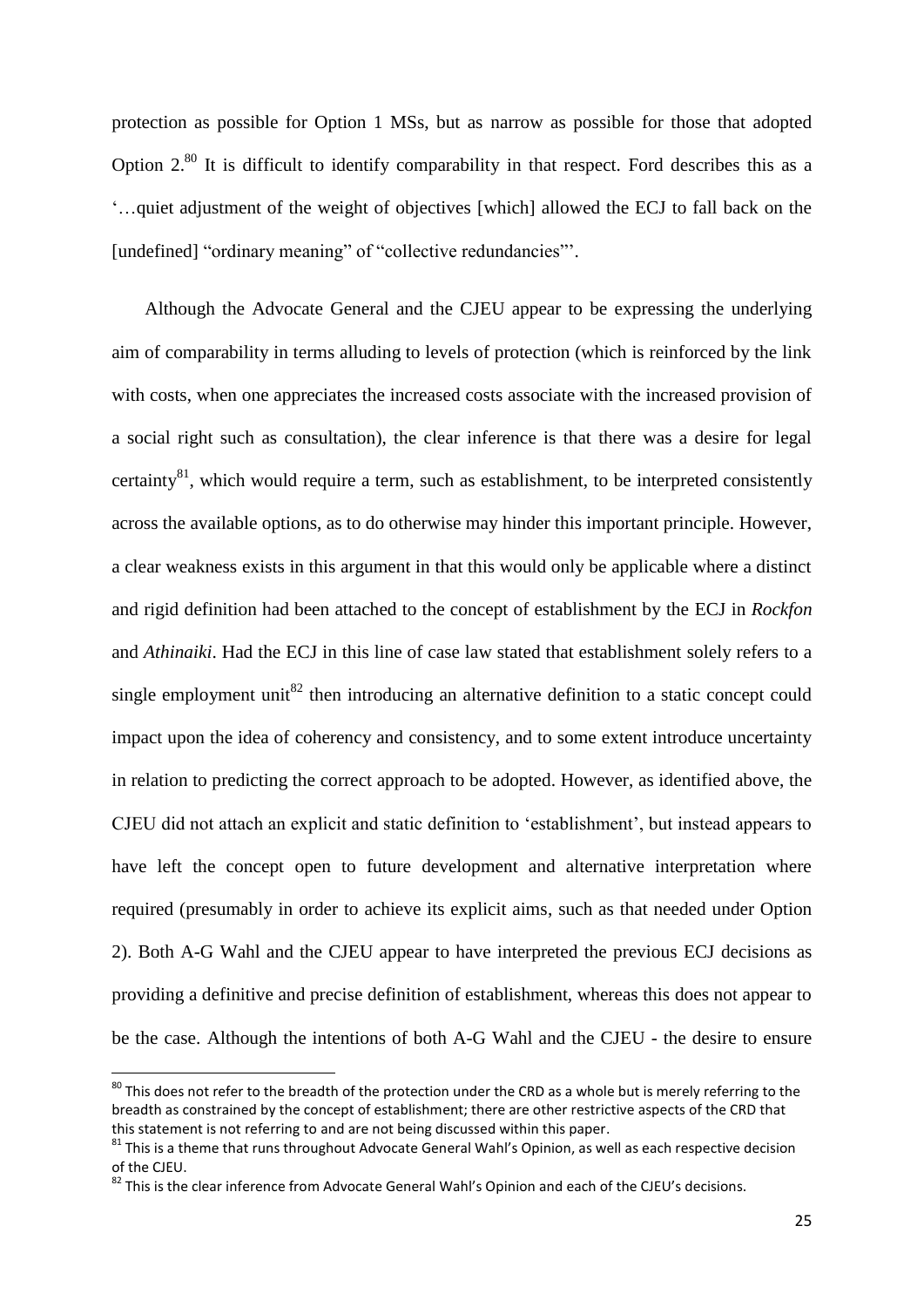protection as possible for Option 1 MSs, but as narrow as possible for those that adopted Option 2.[80] It is difficult to identify comparability in that respect. Ford describes this as a '…quiet adjustment of the weight of objectives [which] allowed the ECJ to fall back on the [undefined] "ordinary meaning" of "collective redundancies"'.

Although the Advocate General and the CJEU appear to be expressing the underlying aim of comparability in terms alluding to levels of protection (which is reinforced by the link with costs, when one appreciates the increased costs associate with the increased provision of a social right such as consultation), the clear inference is that there was a desire for legal certainty[81], which would require a term, such as establishment, to be interpreted consistently across the available options, as to do otherwise may hinder this important principle. However, a clear weakness exists in this argument in that this would only be applicable where a distinct and rigid definition had been attached to the concept of establishment by the ECJ in *Rockfon* and *Athinaiki*. Had the ECJ in this line of case law stated that establishment solely refers to a single employment unit[82] then introducing an alternative definition to a static concept could impact upon the idea of coherency and consistency, and to some extent introduce uncertainty in relation to predicting the correct approach to be adopted. However, as identified above, the CJEU did not attach an explicit and static definition to 'establishment', but instead appears to have left the concept open to future development and alternative interpretation where required (presumably in order to achieve its explicit aims, such as that needed under Option 2). Both A-G Wahl and the CJEU appear to have interpreted the previous ECJ decisions as providing a definitive and precise definition of establishment, whereas this does not appear to be the case. Although the intentions of both A-G Wahl and the CJEU - the desire to ensure

[80] This does not refer to the breadth of the protection under the CRD as a whole but is merely referring to the breadth as constrained by the concept of establishment; there are other restrictive aspects of the CRD that this statement is not referring to and are not being discussed within this paper.

[81] This is a theme that runs throughout Advocate General Wahl's Opinion, as well as each respective decision of the CJEU.

[82] This is the clear inference from Advocate General Wahl's Opinion and each of the CJEU's decisions.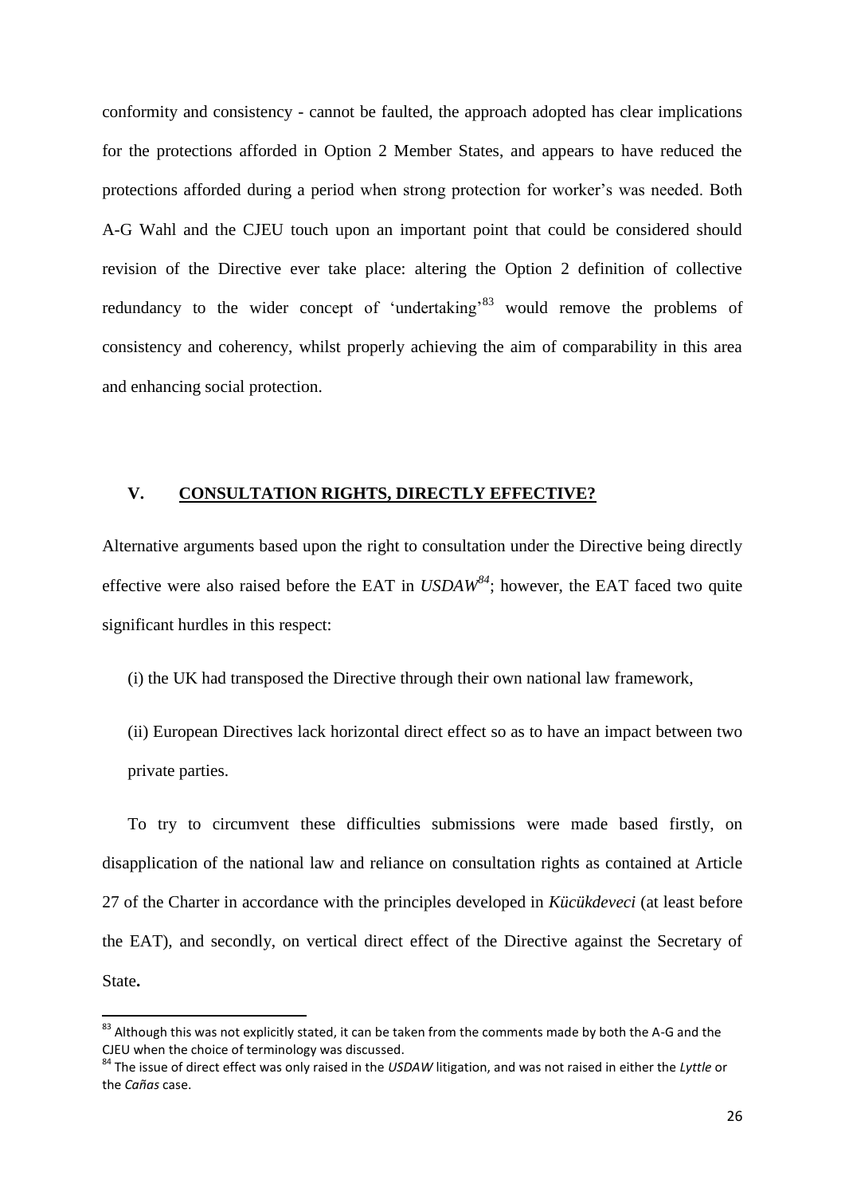conformity and consistency - cannot be faulted, the approach adopted has clear implications for the protections afforded in Option 2 Member States, and appears to have reduced the protections afforded during a period when strong protection for worker's was needed. Both A-G Wahl and the CJEU touch upon an important point that could be considered should revision of the Directive ever take place: altering the Option 2 definition of collective redundancy to the wider concept of 'undertaking'[83] would remove the problems of consistency and coherency, whilst properly achieving the aim of comparability in this area and enhancing social protection.

## V. <u>CONSULTATION RIGHTS, DIRECTLY EFFECTIVE?</u>

Alternative arguments based upon the right to consultation under the Directive being directly effective were also raised before the EAT in *USDAW*[84]; however, the EAT faced two quite significant hurdles in this respect:

(i) the UK had transposed the Directive through their own national law framework,

(ii) European Directives lack horizontal direct effect so as to have an impact between two private parties.

To try to circumvent these difficulties submissions were made based firstly, on disapplication of the national law and reliance on consultation rights as contained at Article 27 of the Charter in accordance with the principles developed in *Kücükdeveci* (at least before the EAT), and secondly, on vertical direct effect of the Directive against the Secretary of State**.**

---

[83] Although this was not explicitly stated, it can be taken from the comments made by both the A-G and the CJEU when the choice of terminology was discussed.

[84] The issue of direct effect was only raised in the *USDAW* litigation, and was not raised in either the *Lyttle* or the *Cañas* case.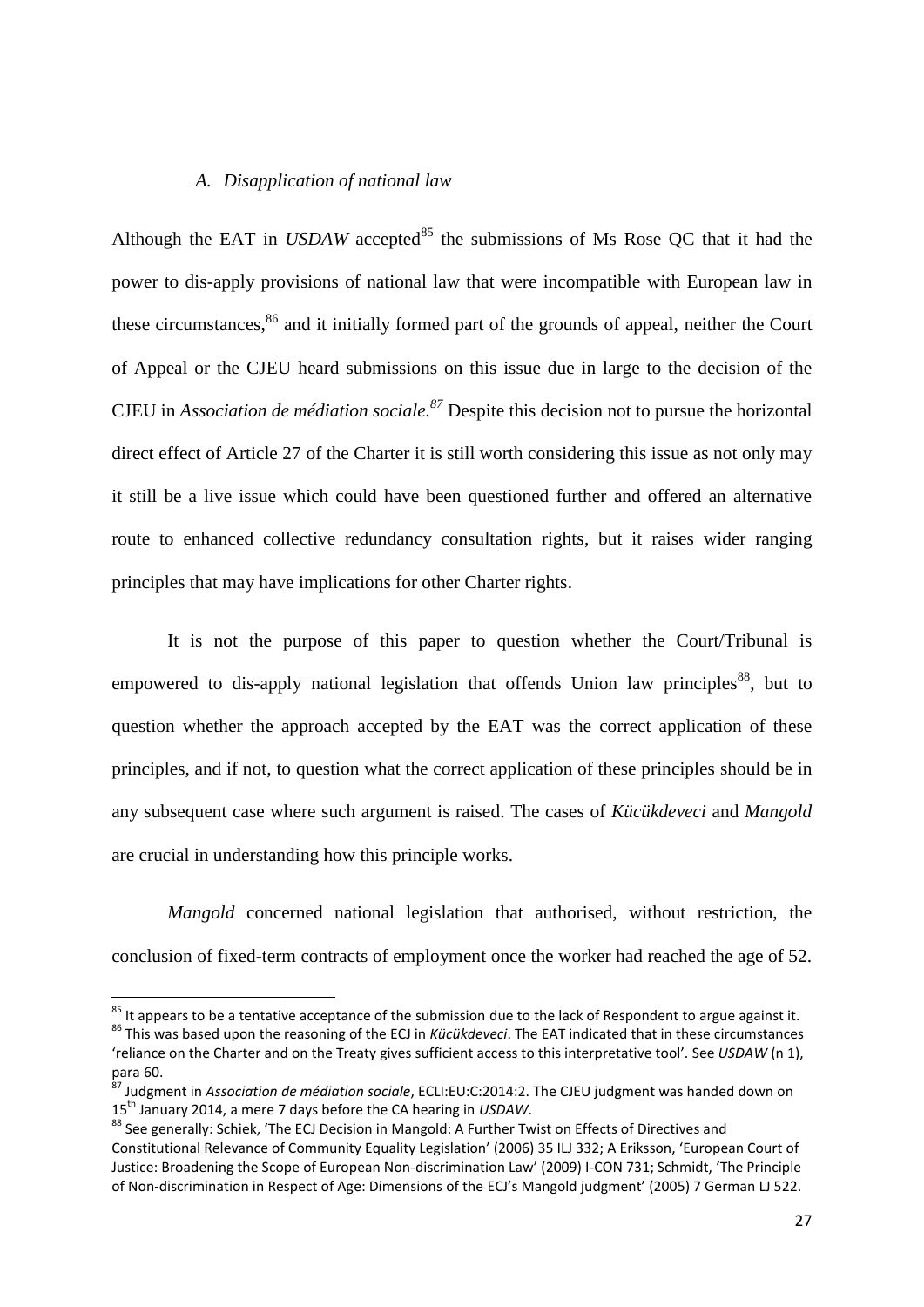### *A. Disapplication of national law*

Although the EAT in *USDAW* accepted[85] the submissions of Ms Rose QC that it had the power to dis-apply provisions of national law that were incompatible with European law in these circumstances,[86] and it initially formed part of the grounds of appeal, neither the Court of Appeal or the CJEU heard submissions on this issue due in large to the decision of the CJEU in *Association de médiation sociale.*[87] Despite this decision not to pursue the horizontal direct effect of Article 27 of the Charter it is still worth considering this issue as not only may it still be a live issue which could have been questioned further and offered an alternative route to enhanced collective redundancy consultation rights, but it raises wider ranging principles that may have implications for other Charter rights.

It is not the purpose of this paper to question whether the Court/Tribunal is empowered to dis-apply national legislation that offends Union law principles[88], but to question whether the approach accepted by the EAT was the correct application of these principles, and if not, to question what the correct application of these principles should be in any subsequent case where such argument is raised. The cases of *Kücükdeveci* and *Mangold* are crucial in understanding how this principle works.

*Mangold* concerned national legislation that authorised, without restriction, the conclusion of fixed-term contracts of employment once the worker had reached the age of 52.

---

[85] It appears to be a tentative acceptance of the submission due to the lack of Respondent to argue against it.

[86] This was based upon the reasoning of the ECJ in *Kücükdeveci*. The EAT indicated that in these circumstances 'reliance on the Charter and on the Treaty gives sufficient access to this interpretative tool'. See *USDAW* (n 1), para 60.

[87] Judgment in *Association de médiation sociale*, ECLI:EU:C:2014:2. The CJEU judgment was handed down on 15[th] January 2014, a mere 7 days before the CA hearing in *USDAW*.

[88] See generally: Schiek, 'The ECJ Decision in Mangold: A Further Twist on Effects of Directives and Constitutional Relevance of Community Equality Legislation' (2006) 35 ILJ 332; A Eriksson, 'European Court of Justice: Broadening the Scope of European Non-discrimination Law' (2009) I-CON 731; Schmidt, 'The Principle of Non-discrimination in Respect of Age: Dimensions of the ECJ's Mangold judgment' (2005) 7 German LJ 522.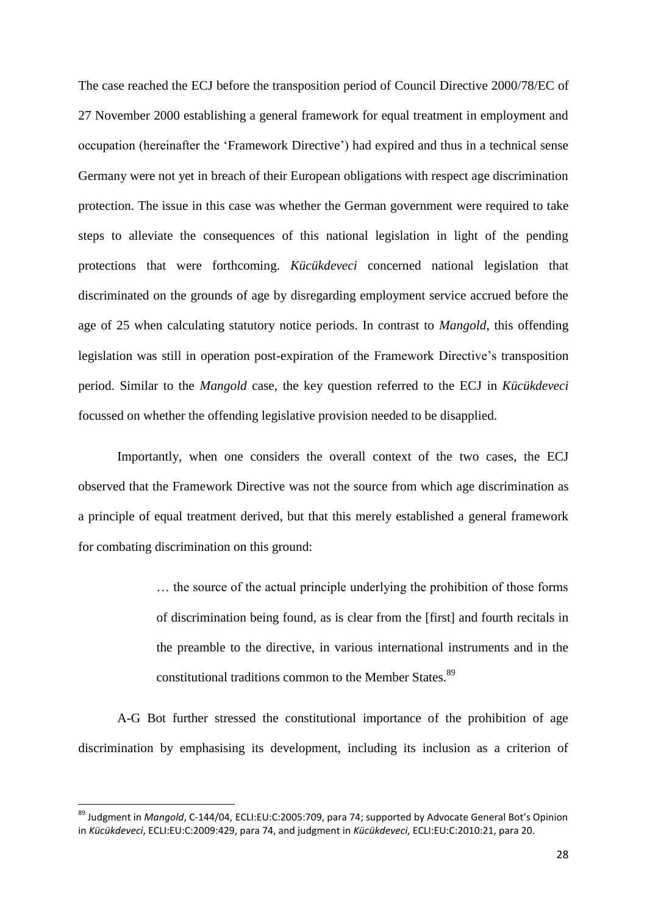The case reached the ECJ before the transposition period of Council Directive 2000/78/EC of 27 November 2000 establishing a general framework for equal treatment in employment and occupation (hereinafter the 'Framework Directive') had expired and thus in a technical sense Germany were not yet in breach of their European obligations with respect age discrimination protection. The issue in this case was whether the German government were required to take steps to alleviate the consequences of this national legislation in light of the pending protections that were forthcoming. *Kücükdeveci* concerned national legislation that discriminated on the grounds of age by disregarding employment service accrued before the age of 25 when calculating statutory notice periods. In contrast to *Mangold*, this offending legislation was still in operation post-expiration of the Framework Directive's transposition period. Similar to the *Mangold* case, the key question referred to the ECJ in *Kücükdeveci* focussed on whether the offending legislative provision needed to be disapplied.

Importantly, when one considers the overall context of the two cases, the ECJ observed that the Framework Directive was not the source from which age discrimination as a principle of equal treatment derived, but that this merely established a general framework for combating discrimination on this ground:

> … the source of the actual principle underlying the prohibition of those forms of discrimination being found, as is clear from the [first] and fourth recitals in the preamble to the directive, in various international instruments and in the constitutional traditions common to the Member States.[89]

A-G Bot further stressed the constitutional importance of the prohibition of age discrimination by emphasising its development, including its inclusion as a criterion of

---

[89] Judgment in *Mangold*, C-144/04, ECLI:EU:C:2005:709, para 74; supported by Advocate General Bot's Opinion in *Kücükdeveci*, ECLI:EU:C:2009:429, para 74, and judgment in *Kücükdeveci*, ECLI:EU:C:2010:21, para 20.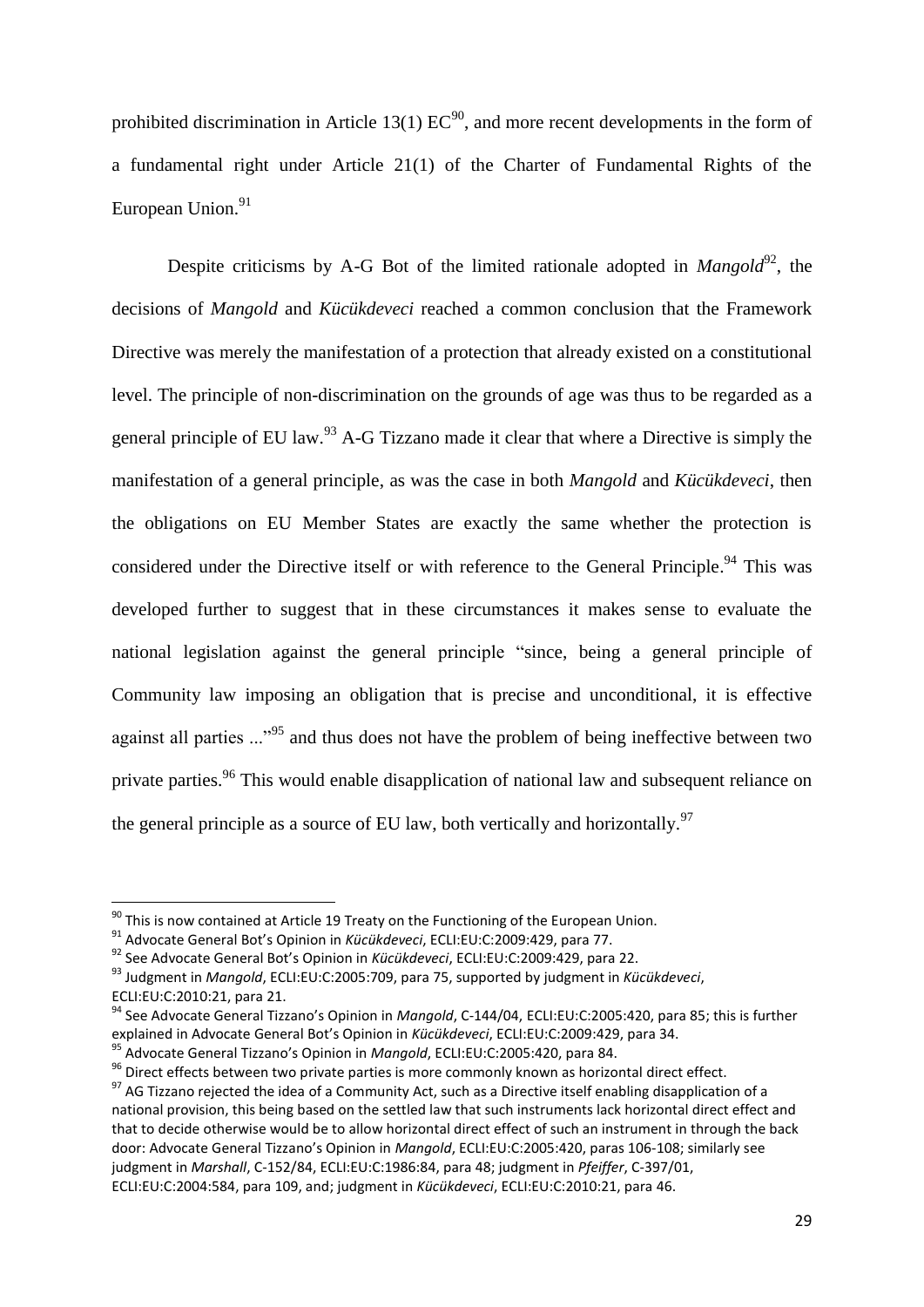prohibited discrimination in Article 13(1) EC[90], and more recent developments in the form of a fundamental right under Article 21(1) of the Charter of Fundamental Rights of the European Union.[91]

Despite criticisms by A-G Bot of the limited rationale adopted in *Mangold*[92], the decisions of *Mangold* and *Kücükdeveci* reached a common conclusion that the Framework Directive was merely the manifestation of a protection that already existed on a constitutional level. The principle of non-discrimination on the grounds of age was thus to be regarded as a general principle of EU law.[93] A-G Tizzano made it clear that where a Directive is simply the manifestation of a general principle, as was the case in both *Mangold* and *Kücükdeveci*, then the obligations on EU Member States are exactly the same whether the protection is considered under the Directive itself or with reference to the General Principle.[94] This was developed further to suggest that in these circumstances it makes sense to evaluate the national legislation against the general principle "since, being a general principle of Community law imposing an obligation that is precise and unconditional, it is effective against all parties ..."[95] and thus does not have the problem of being ineffective between two private parties.[96] This would enable disapplication of national law and subsequent reliance on the general principle as a source of EU law, both vertically and horizontally.[97]

---

[90] This is now contained at Article 19 Treaty on the Functioning of the European Union.

[91] Advocate General Bot's Opinion in *Kücükdeveci*, ECLI:EU:C:2009:429, para 77.

[92] See Advocate General Bot's Opinion in *Kücükdeveci*, ECLI:EU:C:2009:429, para 22.

[93] Judgment in *Mangold*, ECLI:EU:C:2005:709, para 75, supported by judgment in *Kücükdeveci*, ECLI:EU:C:2010:21, para 21.

[94] See Advocate General Tizzano's Opinion in *Mangold*, C-144/04, ECLI:EU:C:2005:420, para 85; this is further explained in Advocate General Bot's Opinion in *Kücükdeveci*, ECLI:EU:C:2009:429, para 34.

[95] Advocate General Tizzano's Opinion in *Mangold*, ECLI:EU:C:2005:420, para 84.

[96] Direct effects between two private parties is more commonly known as horizontal direct effect.

[97] AG Tizzano rejected the idea of a Community Act, such as a Directive itself enabling disapplication of a national provision, this being based on the settled law that such instruments lack horizontal direct effect and that to decide otherwise would be to allow horizontal direct effect of such an instrument in through the back door: Advocate General Tizzano's Opinion in *Mangold*, ECLI:EU:C:2005:420, paras 106-108; similarly see judgment in *Marshall*, C-152/84, ECLI:EU:C:1986:84, para 48; judgment in *Pfeiffer*, C-397/01, ECLI:EU:C:2004:584, para 109, and; judgment in *Kücükdeveci*, ECLI:EU:C:2010:21, para 46.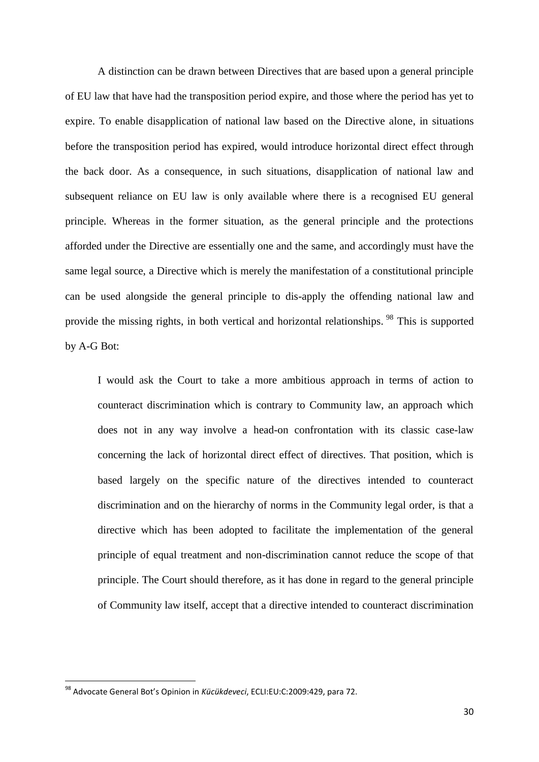A distinction can be drawn between Directives that are based upon a general principle of EU law that have had the transposition period expire, and those where the period has yet to expire. To enable disapplication of national law based on the Directive alone, in situations before the transposition period has expired, would introduce horizontal direct effect through the back door. As a consequence, in such situations, disapplication of national law and subsequent reliance on EU law is only available where there is a recognised EU general principle. Whereas in the former situation, as the general principle and the protections afforded under the Directive are essentially one and the same, and accordingly must have the same legal source, a Directive which is merely the manifestation of a constitutional principle can be used alongside the general principle to dis-apply the offending national law and provide the missing rights, in both vertical and horizontal relationships.[98] This is supported by A-G Bot:

> I would ask the Court to take a more ambitious approach in terms of action to counteract discrimination which is contrary to Community law, an approach which does not in any way involve a head-on confrontation with its classic case-law concerning the lack of horizontal direct effect of directives. That position, which is based largely on the specific nature of the directives intended to counteract discrimination and on the hierarchy of norms in the Community legal order, is that a directive which has been adopted to facilitate the implementation of the general principle of equal treatment and non-discrimination cannot reduce the scope of that principle. The Court should therefore, as it has done in regard to the general principle of Community law itself, accept that a directive intended to counteract discrimination

[98] Advocate General Bot's Opinion in *Kücükdeveci*, ECLI:EU:C:2009:429, para 72.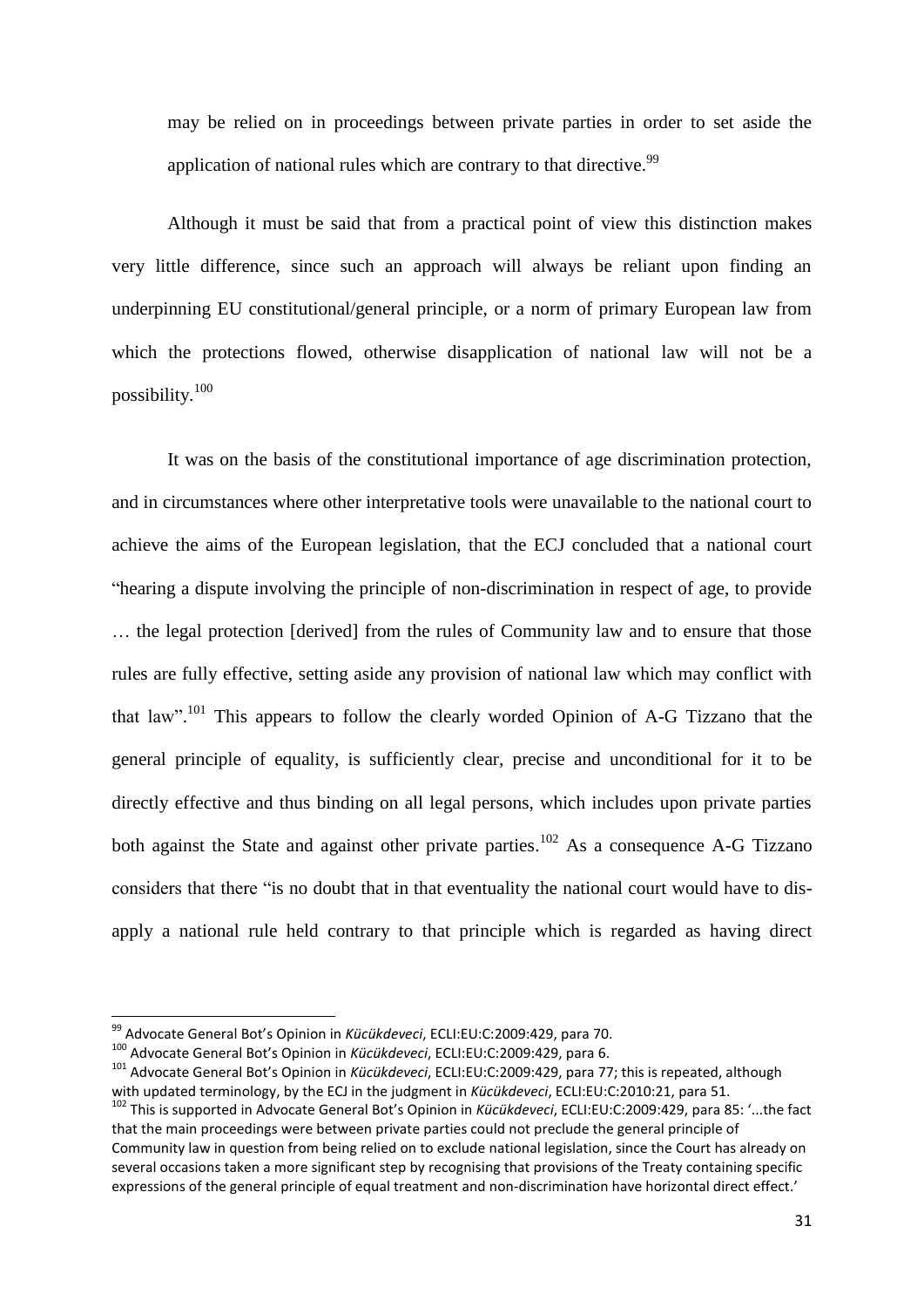may be relied on in proceedings between private parties in order to set aside the application of national rules which are contrary to that directive.[99]

Although it must be said that from a practical point of view this distinction makes very little difference, since such an approach will always be reliant upon finding an underpinning EU constitutional/general principle, or a norm of primary European law from which the protections flowed, otherwise disapplication of national law will not be a possibility.[100]

It was on the basis of the constitutional importance of age discrimination protection, and in circumstances where other interpretative tools were unavailable to the national court to achieve the aims of the European legislation, that the ECJ concluded that a national court "hearing a dispute involving the principle of non-discrimination in respect of age, to provide … the legal protection [derived] from the rules of Community law and to ensure that those rules are fully effective, setting aside any provision of national law which may conflict with that law".[101] This appears to follow the clearly worded Opinion of A-G Tizzano that the general principle of equality, is sufficiently clear, precise and unconditional for it to be directly effective and thus binding on all legal persons, which includes upon private parties both against the State and against other private parties.[102] As a consequence A-G Tizzano considers that there "is no doubt that in that eventuality the national court would have to dis-apply a national rule held contrary to that principle which is regarded as having direct

---

[99] Advocate General Bot's Opinion in *Kücükdeveci*, ECLI:EU:C:2009:429, para 70.

[100] Advocate General Bot's Opinion in *Kücükdeveci*, ECLI:EU:C:2009:429, para 6.

[101] Advocate General Bot's Opinion in *Kücükdeveci*, ECLI:EU:C:2009:429, para 77; this is repeated, although with updated terminology, by the ECJ in the judgment in *Kücükdeveci*, ECLI:EU:C:2010:21, para 51.

[102] This is supported in Advocate General Bot's Opinion in *Kücükdeveci*, ECLI:EU:C:2009:429, para 85: '...the fact that the main proceedings were between private parties could not preclude the general principle of Community law in question from being relied on to exclude national legislation, since the Court has already on several occasions taken a more significant step by recognising that provisions of the Treaty containing specific expressions of the general principle of equal treatment and non-discrimination have horizontal direct effect.'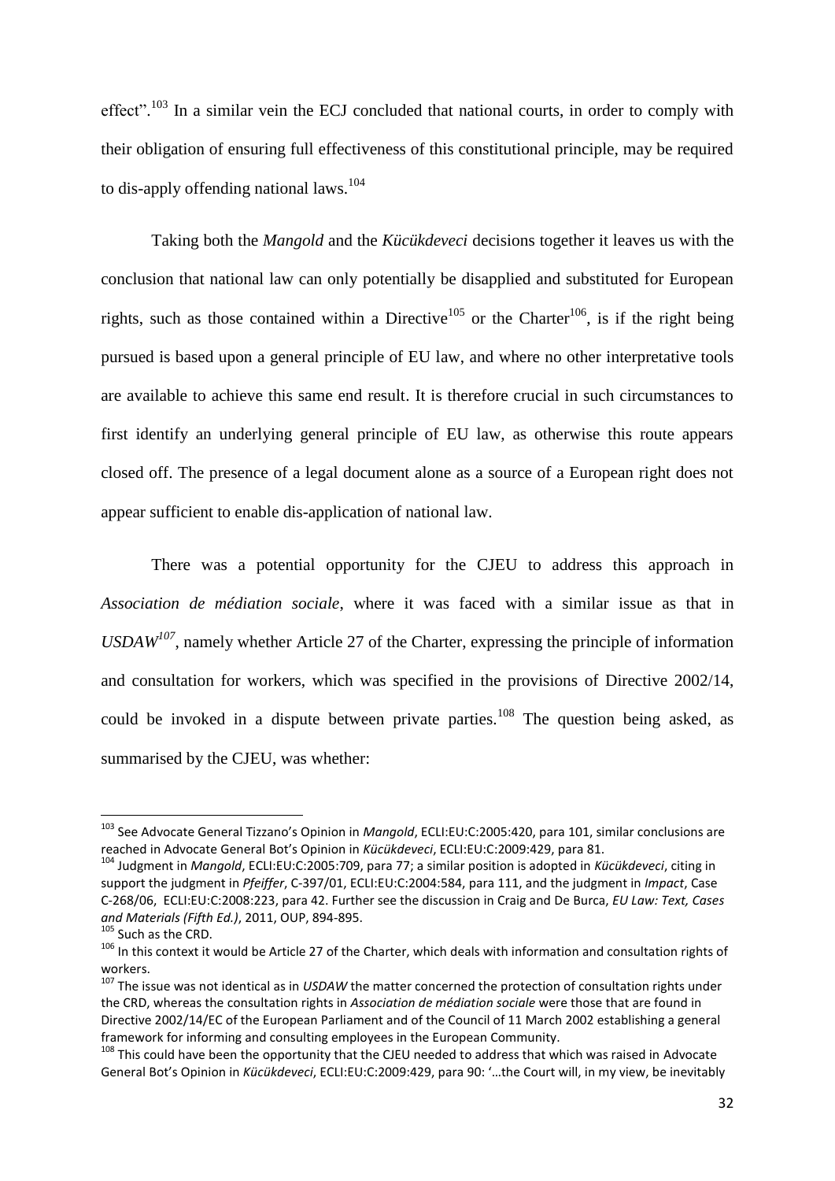effect".[103] In a similar vein the ECJ concluded that national courts, in order to comply with their obligation of ensuring full effectiveness of this constitutional principle, may be required to dis-apply offending national laws.[104]

Taking both the *Mangold* and the *Kücükdeveci* decisions together it leaves us with the conclusion that national law can only potentially be disapplied and substituted for European rights, such as those contained within a Directive[105] or the Charter[106], is if the right being pursued is based upon a general principle of EU law, and where no other interpretative tools are available to achieve this same end result. It is therefore crucial in such circumstances to first identify an underlying general principle of EU law, as otherwise this route appears closed off. The presence of a legal document alone as a source of a European right does not appear sufficient to enable dis-application of national law.

There was a potential opportunity for the CJEU to address this approach in *Association de médiation sociale*, where it was faced with a similar issue as that in *USDAW*[107], namely whether Article 27 of the Charter, expressing the principle of information and consultation for workers, which was specified in the provisions of Directive 2002/14, could be invoked in a dispute between private parties.[108] The question being asked, as summarised by the CJEU, was whether:

---

[103] See Advocate General Tizzano's Opinion in *Mangold*, ECLI:EU:C:2005:420, para 101, similar conclusions are reached in Advocate General Bot's Opinion in *Kücükdeveci*, ECLI:EU:C:2009:429, para 81.

[104] Judgment in *Mangold*, ECLI:EU:C:2005:709, para 77; a similar position is adopted in *Kücükdeveci*, citing in support the judgment in *Pfeiffer*, C-397/01, ECLI:EU:C:2004:584, para 111, and the judgment in *Impact*, Case C-268/06, ECLI:EU:C:2008:223, para 42. Further see the discussion in Craig and De Burca, *EU Law: Text, Cases and Materials (Fifth Ed.)*, 2011, OUP, 894-895.

[105] Such as the CRD.

[106] In this context it would be Article 27 of the Charter, which deals with information and consultation rights of workers.

[107] The issue was not identical as in *USDAW* the matter concerned the protection of consultation rights under the CRD, whereas the consultation rights in *Association de médiation sociale* were those that are found in Directive 2002/14/EC of the European Parliament and of the Council of 11 March 2002 establishing a general framework for informing and consulting employees in the European Community.

[108] This could have been the opportunity that the CJEU needed to address that which was raised in Advocate General Bot's Opinion in *Kücükdeveci*, ECLI:EU:C:2009:429, para 90: '…the Court will, in my view, be inevitably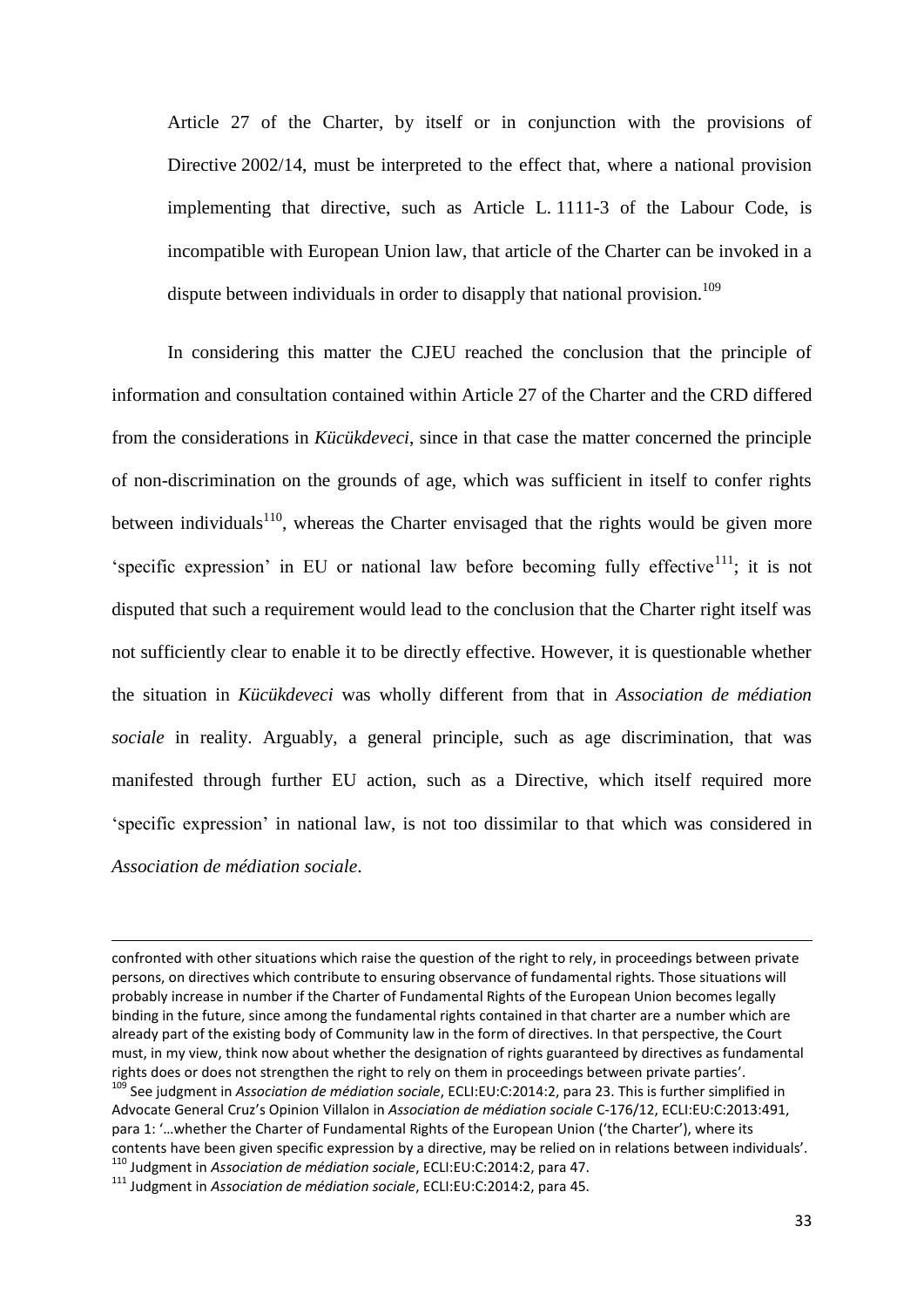Article 27 of the Charter, by itself or in conjunction with the provisions of Directive 2002/14, must be interpreted to the effect that, where a national provision implementing that directive, such as Article L. 1111-3 of the Labour Code, is incompatible with European Union law, that article of the Charter can be invoked in a dispute between individuals in order to disapply that national provision.[109]

In considering this matter the CJEU reached the conclusion that the principle of information and consultation contained within Article 27 of the Charter and the CRD differed from the considerations in *Kücükdeveci*, since in that case the matter concerned the principle of non-discrimination on the grounds of age, which was sufficient in itself to confer rights between individuals[110], whereas the Charter envisaged that the rights would be given more 'specific expression' in EU or national law before becoming fully effective[111]; it is not disputed that such a requirement would lead to the conclusion that the Charter right itself was not sufficiently clear to enable it to be directly effective. However, it is questionable whether the situation in *Kücükdeveci* was wholly different from that in *Association de médiation sociale* in reality. Arguably, a general principle, such as age discrimination, that was manifested through further EU action, such as a Directive, which itself required more 'specific expression' in national law, is not too dissimilar to that which was considered in *Association de médiation sociale*.

---

confronted with other situations which raise the question of the right to rely, in proceedings between private persons, on directives which contribute to ensuring observance of fundamental rights. Those situations will probably increase in number if the Charter of Fundamental Rights of the European Union becomes legally binding in the future, since among the fundamental rights contained in that charter are a number which are already part of the existing body of Community law in the form of directives. In that perspective, the Court must, in my view, think now about whether the designation of rights guaranteed by directives as fundamental rights does or does not strengthen the right to rely on them in proceedings between private parties'.

[109] See judgment in *Association de médiation sociale*, ECLI:EU:C:2014:2, para 23. This is further simplified in Advocate General Cruz's Opinion Villalon in *Association de médiation sociale* C-176/12, ECLI:EU:C:2013:491, para 1: '…whether the Charter of Fundamental Rights of the European Union ('the Charter'), where its contents have been given specific expression by a directive, may be relied on in relations between individuals'.

[110] Judgment in *Association de médiation sociale*, ECLI:EU:C:2014:2, para 47.

[111] Judgment in *Association de médiation sociale*, ECLI:EU:C:2014:2, para 45.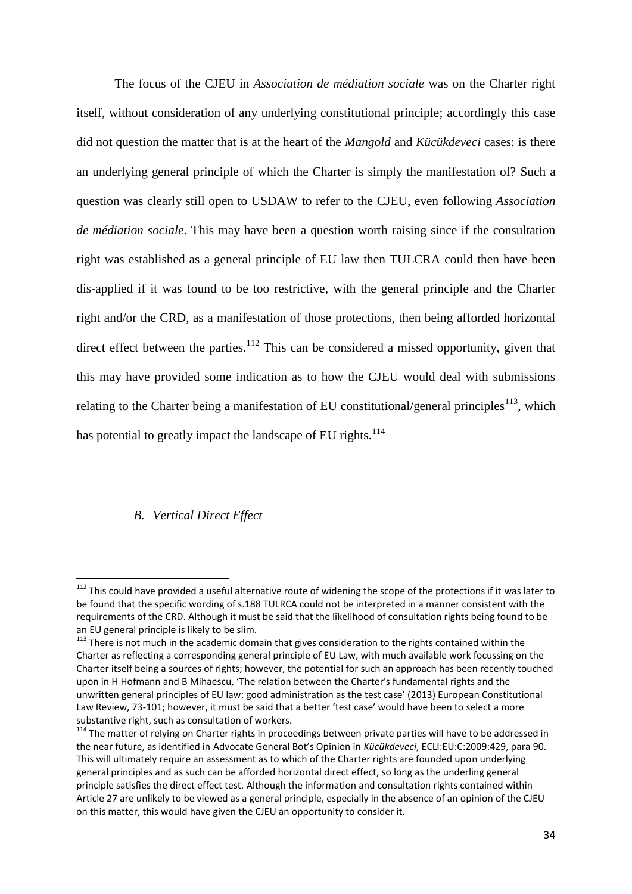The focus of the CJEU in *Association de médiation sociale* was on the Charter right itself, without consideration of any underlying constitutional principle; accordingly this case did not question the matter that is at the heart of the *Mangold* and *Kücükdeveci* cases: is there an underlying general principle of which the Charter is simply the manifestation of? Such a question was clearly still open to USDAW to refer to the CJEU, even following *Association de médiation sociale*. This may have been a question worth raising since if the consultation right was established as a general principle of EU law then TULCRA could then have been dis-applied if it was found to be too restrictive, with the general principle and the Charter right and/or the CRD, as a manifestation of those protections, then being afforded horizontal direct effect between the parties.[112] This can be considered a missed opportunity, given that this may have provided some indication as to how the CJEU would deal with submissions relating to the Charter being a manifestation of EU constitutional/general principles[113], which has potential to greatly impact the landscape of EU rights.[114]

### *B. Vertical Direct Effect*

[112] This could have provided a useful alternative route of widening the scope of the protections if it was later to be found that the specific wording of s.188 TULRCA could not be interpreted in a manner consistent with the requirements of the CRD. Although it must be said that the likelihood of consultation rights being found to be an EU general principle is likely to be slim.

[113] There is not much in the academic domain that gives consideration to the rights contained within the Charter as reflecting a corresponding general principle of EU Law, with much available work focussing on the Charter itself being a sources of rights; however, the potential for such an approach has been recently touched upon in H Hofmann and B Mihaescu, 'The relation between the Charter's fundamental rights and the unwritten general principles of EU law: good administration as the test case' (2013) European Constitutional Law Review, 73-101; however, it must be said that a better 'test case' would have been to select a more substantive right, such as consultation of workers.

[114] The matter of relying on Charter rights in proceedings between private parties will have to be addressed in the near future, as identified in Advocate General Bot's Opinion in *Kücükdeveci*, ECLI:EU:C:2009:429, para 90. This will ultimately require an assessment as to which of the Charter rights are founded upon underlying general principles and as such can be afforded horizontal direct effect, so long as the underling general principle satisfies the direct effect test. Although the information and consultation rights contained within Article 27 are unlikely to be viewed as a general principle, especially in the absence of an opinion of the CJEU on this matter, this would have given the CJEU an opportunity to consider it.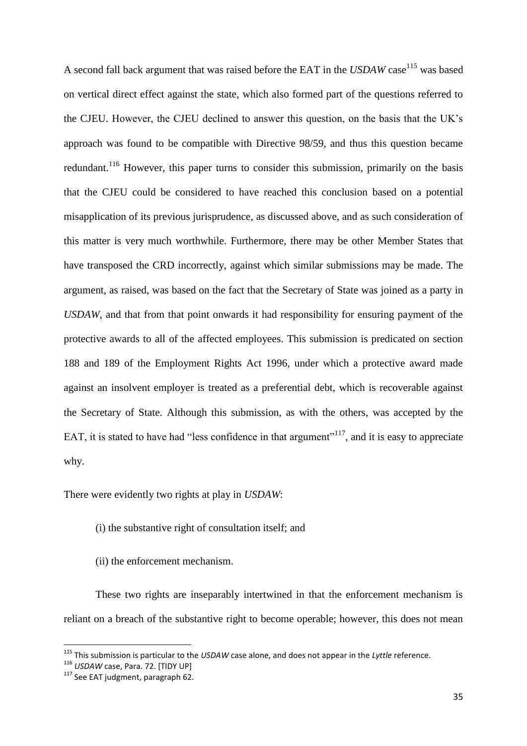A second fall back argument that was raised before the EAT in the *USDAW* case[115] was based on vertical direct effect against the state, which also formed part of the questions referred to the CJEU. However, the CJEU declined to answer this question, on the basis that the UK's approach was found to be compatible with Directive 98/59, and thus this question became redundant.[116] However, this paper turns to consider this submission, primarily on the basis that the CJEU could be considered to have reached this conclusion based on a potential misapplication of its previous jurisprudence, as discussed above, and as such consideration of this matter is very much worthwhile. Furthermore, there may be other Member States that have transposed the CRD incorrectly, against which similar submissions may be made. The argument, as raised, was based on the fact that the Secretary of State was joined as a party in *USDAW*, and that from that point onwards it had responsibility for ensuring payment of the protective awards to all of the affected employees. This submission is predicated on section 188 and 189 of the Employment Rights Act 1996, under which a protective award made against an insolvent employer is treated as a preferential debt, which is recoverable against the Secretary of State. Although this submission, as with the others, was accepted by the EAT, it is stated to have had "less confidence in that argument"[117], and it is easy to appreciate why.

There were evidently two rights at play in *USDAW*:

(i) the substantive right of consultation itself; and

(ii) the enforcement mechanism.

These two rights are inseparably intertwined in that the enforcement mechanism is reliant on a breach of the substantive right to become operable; however, this does not mean

---

[115] This submission is particular to the *USDAW* case alone, and does not appear in the *Lyttle* reference.

[116] *USDAW* case, Para. 72. [TIDY UP]

[117] See EAT judgment, paragraph 62.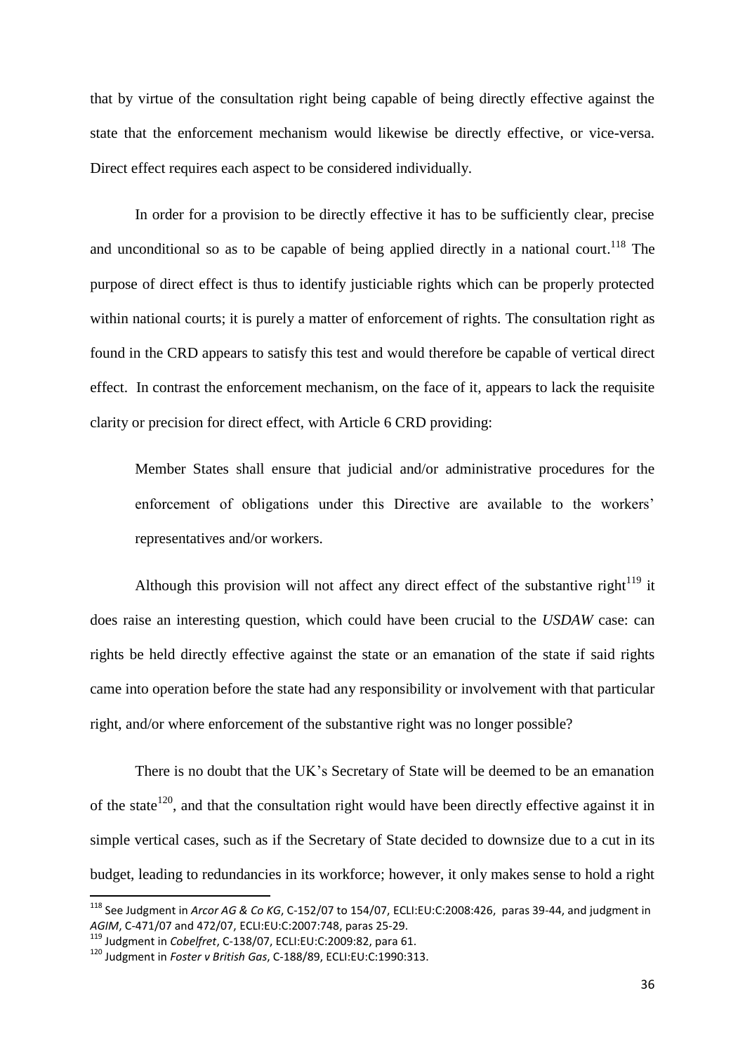that by virtue of the consultation right being capable of being directly effective against the state that the enforcement mechanism would likewise be directly effective, or vice-versa. Direct effect requires each aspect to be considered individually.

In order for a provision to be directly effective it has to be sufficiently clear, precise and unconditional so as to be capable of being applied directly in a national court.[118] The purpose of direct effect is thus to identify justiciable rights which can be properly protected within national courts; it is purely a matter of enforcement of rights. The consultation right as found in the CRD appears to satisfy this test and would therefore be capable of vertical direct effect. In contrast the enforcement mechanism, on the face of it, appears to lack the requisite clarity or precision for direct effect, with Article 6 CRD providing:

> Member States shall ensure that judicial and/or administrative procedures for the enforcement of obligations under this Directive are available to the workers' representatives and/or workers.

Although this provision will not affect any direct effect of the substantive right[119] it does raise an interesting question, which could have been crucial to the *USDAW* case: can rights be held directly effective against the state or an emanation of the state if said rights came into operation before the state had any responsibility or involvement with that particular right, and/or where enforcement of the substantive right was no longer possible?

There is no doubt that the UK's Secretary of State will be deemed to be an emanation of the state[120], and that the consultation right would have been directly effective against it in simple vertical cases, such as if the Secretary of State decided to downsize due to a cut in its budget, leading to redundancies in its workforce; however, it only makes sense to hold a right

---

[118] See Judgment in *Arcor AG & Co KG*, C-152/07 to 154/07, ECLI:EU:C:2008:426, paras 39-44, and judgment in *AGIM*, C-471/07 and 472/07, ECLI:EU:C:2007:748, paras 25-29.

[119] Judgment in *Cobelfret*, C-138/07, ECLI:EU:C:2009:82, para 61.

[120] Judgment in *Foster v British Gas*, C-188/89, ECLI:EU:C:1990:313.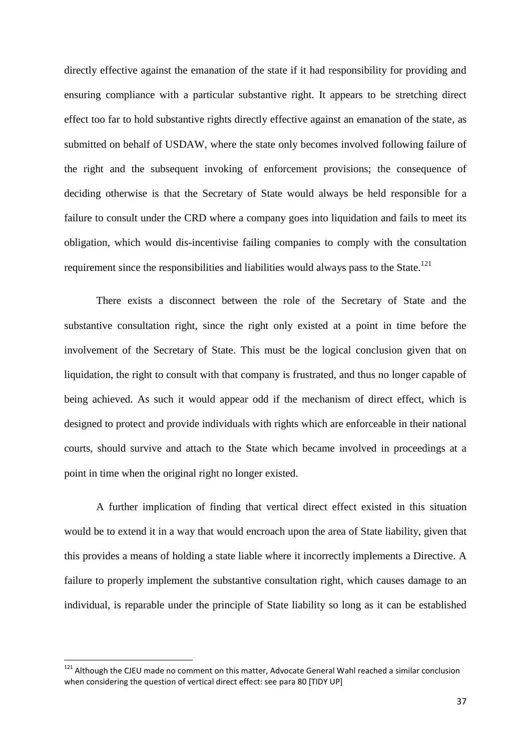directly effective against the emanation of the state if it had responsibility for providing and ensuring compliance with a particular substantive right. It appears to be stretching direct effect too far to hold substantive rights directly effective against an emanation of the state, as submitted on behalf of USDAW, where the state only becomes involved following failure of the right and the subsequent invoking of enforcement provisions; the consequence of deciding otherwise is that the Secretary of State would always be held responsible for a failure to consult under the CRD where a company goes into liquidation and fails to meet its obligation, which would dis-incentivise failing companies to comply with the consultation requirement since the responsibilities and liabilities would always pass to the State.[121]

There exists a disconnect between the role of the Secretary of State and the substantive consultation right, since the right only existed at a point in time before the involvement of the Secretary of State. This must be the logical conclusion given that on liquidation, the right to consult with that company is frustrated, and thus no longer capable of being achieved. As such it would appear odd if the mechanism of direct effect, which is designed to protect and provide individuals with rights which are enforceable in their national courts, should survive and attach to the State which became involved in proceedings at a point in time when the original right no longer existed.

A further implication of finding that vertical direct effect existed in this situation would be to extend it in a way that would encroach upon the area of State liability, given that this provides a means of holding a state liable where it incorrectly implements a Directive. A failure to properly implement the substantive consultation right, which causes damage to an individual, is reparable under the principle of State liability so long as it can be established

[121] Although the CJEU made no comment on this matter, Advocate General Wahl reached a similar conclusion when considering the question of vertical direct effect: see para 80 [TIDY UP]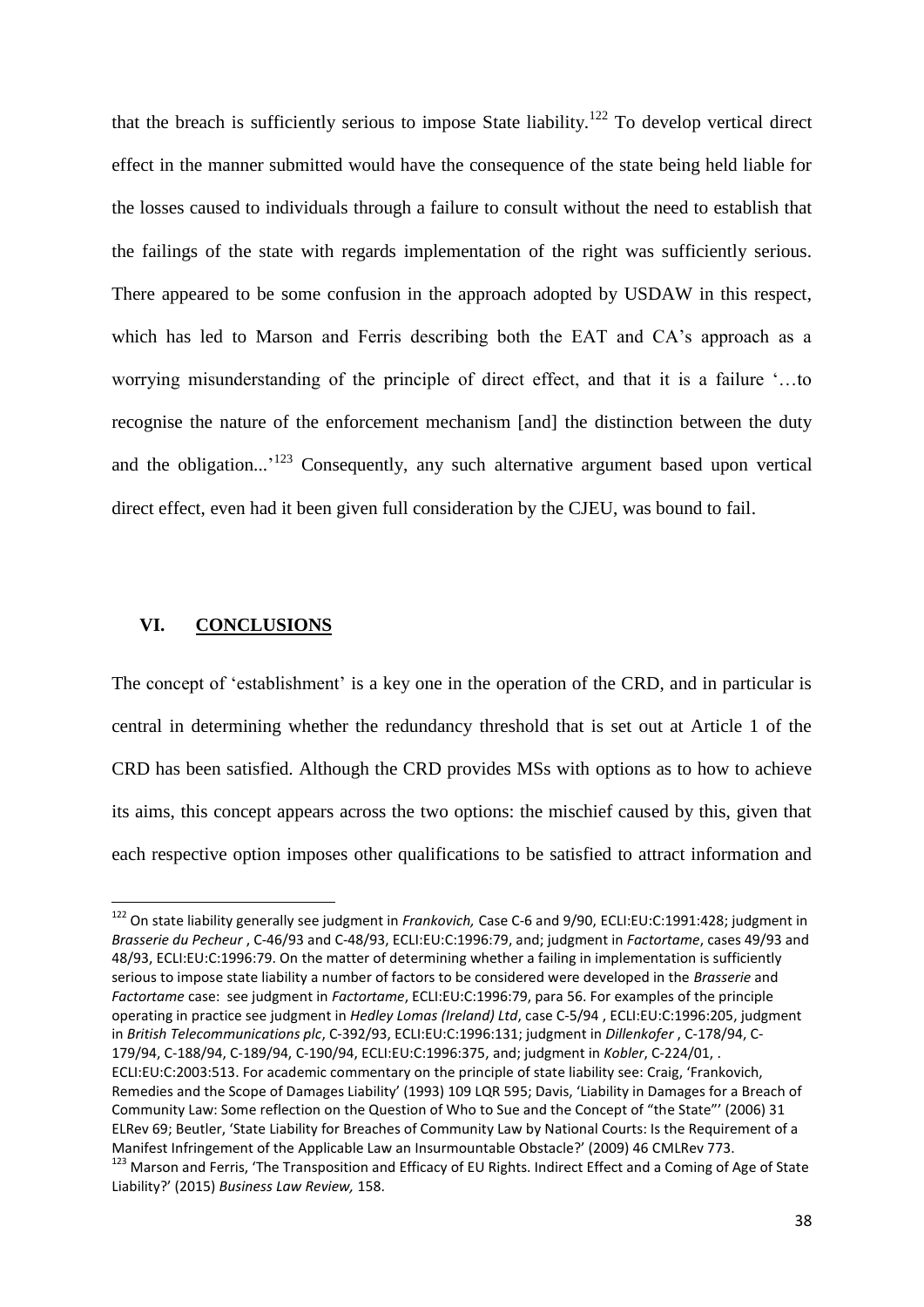that the breach is sufficiently serious to impose State liability.[122] To develop vertical direct effect in the manner submitted would have the consequence of the state being held liable for the losses caused to individuals through a failure to consult without the need to establish that the failings of the state with regards implementation of the right was sufficiently serious. There appeared to be some confusion in the approach adopted by USDAW in this respect, which has led to Marson and Ferris describing both the EAT and CA's approach as a worrying misunderstanding of the principle of direct effect, and that it is a failure '…to recognise the nature of the enforcement mechanism [and] the distinction between the duty and the obligation...'[123] Consequently, any such alternative argument based upon vertical direct effect, even had it been given full consideration by the CJEU, was bound to fail.

## VI. CONCLUSIONS

The concept of 'establishment' is a key one in the operation of the CRD, and in particular is central in determining whether the redundancy threshold that is set out at Article 1 of the CRD has been satisfied. Although the CRD provides MSs with options as to how to achieve its aims, this concept appears across the two options: the mischief caused by this, given that each respective option imposes other qualifications to be satisfied to attract information and

---

[122] On state liability generally see judgment in *Frankovich,* Case C-6 and 9/90, ECLI:EU:C:1991:428; judgment in *Brasserie du Pecheur* , C-46/93 and C-48/93, ECLI:EU:C:1996:79, and; judgment in *Factortame*, cases 49/93 and 48/93, ECLI:EU:C:1996:79. On the matter of determining whether a failing in implementation is sufficiently serious to impose state liability a number of factors to be considered were developed in the *Brasserie* and *Factortame* case: see judgment in *Factortame*, ECLI:EU:C:1996:79, para 56. For examples of the principle operating in practice see judgment in *Hedley Lomas (Ireland) Ltd*, case C-5/94 , ECLI:EU:C:1996:205, judgment in *British Telecommunications plc*, C-392/93, ECLI:EU:C:1996:131; judgment in *Dillenkofer* , C-178/94, C-179/94, C-188/94, C-189/94, C-190/94, ECLI:EU:C:1996:375, and; judgment in *Kobler*, C-224/01, . ECLI:EU:C:2003:513. For academic commentary on the principle of state liability see: Craig, 'Frankovich, Remedies and the Scope of Damages Liability' (1993) 109 LQR 595; Davis, 'Liability in Damages for a Breach of Community Law: Some reflection on the Question of Who to Sue and the Concept of "the State"' (2006) 31 ELRev 69; Beutler, 'State Liability for Breaches of Community Law by National Courts: Is the Requirement of a Manifest Infringement of the Applicable Law an Insurmountable Obstacle?' (2009) 46 CMLRev 773.

[123] Marson and Ferris, 'The Transposition and Efficacy of EU Rights. Indirect Effect and a Coming of Age of State Liability?' (2015) *Business Law Review,* 158.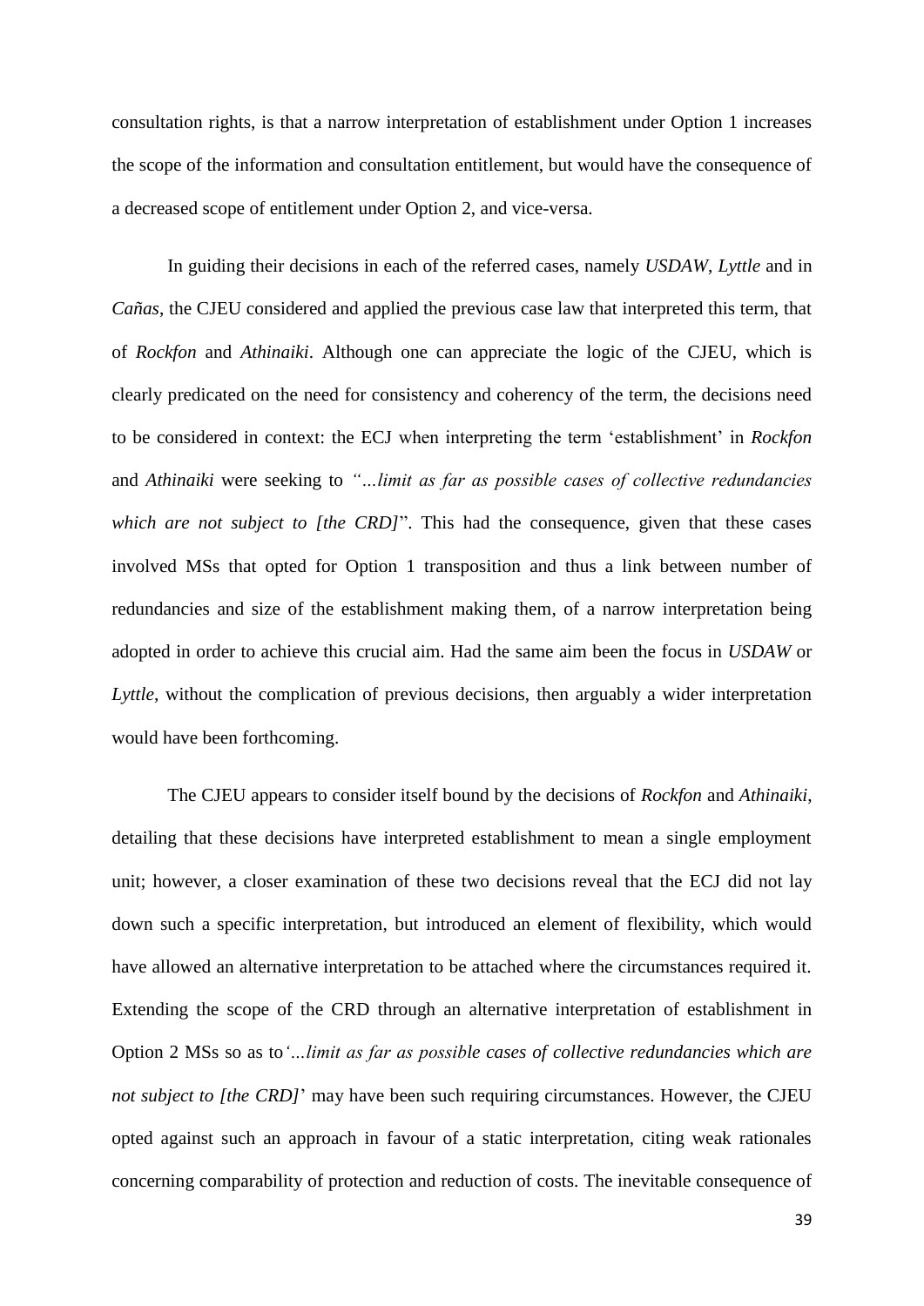consultation rights, is that a narrow interpretation of establishment under Option 1 increases the scope of the information and consultation entitlement, but would have the consequence of a decreased scope of entitlement under Option 2, and vice-versa.

In guiding their decisions in each of the referred cases, namely *USDAW*, *Lyttle* and in *Cañas*, the CJEU considered and applied the previous case law that interpreted this term, that of *Rockfon* and *Athinaiki*. Although one can appreciate the logic of the CJEU, which is clearly predicated on the need for consistency and coherency of the term, the decisions need to be considered in context: the ECJ when interpreting the term 'establishment' in *Rockfon* and *Athinaiki* were seeking to *"…limit as far as possible cases of collective redundancies which are not subject to [the CRD]*". This had the consequence, given that these cases involved MSs that opted for Option 1 transposition and thus a link between number of redundancies and size of the establishment making them, of a narrow interpretation being adopted in order to achieve this crucial aim. Had the same aim been the focus in *USDAW* or *Lyttle*, without the complication of previous decisions, then arguably a wider interpretation would have been forthcoming.

The CJEU appears to consider itself bound by the decisions of *Rockfon* and *Athinaiki*, detailing that these decisions have interpreted establishment to mean a single employment unit; however, a closer examination of these two decisions reveal that the ECJ did not lay down such a specific interpretation, but introduced an element of flexibility, which would have allowed an alternative interpretation to be attached where the circumstances required it. Extending the scope of the CRD through an alternative interpretation of establishment in Option 2 MSs so as to*'…limit as far as possible cases of collective redundancies which are not subject to [the CRD]*' may have been such requiring circumstances. However, the CJEU opted against such an approach in favour of a static interpretation, citing weak rationales concerning comparability of protection and reduction of costs. The inevitable consequence of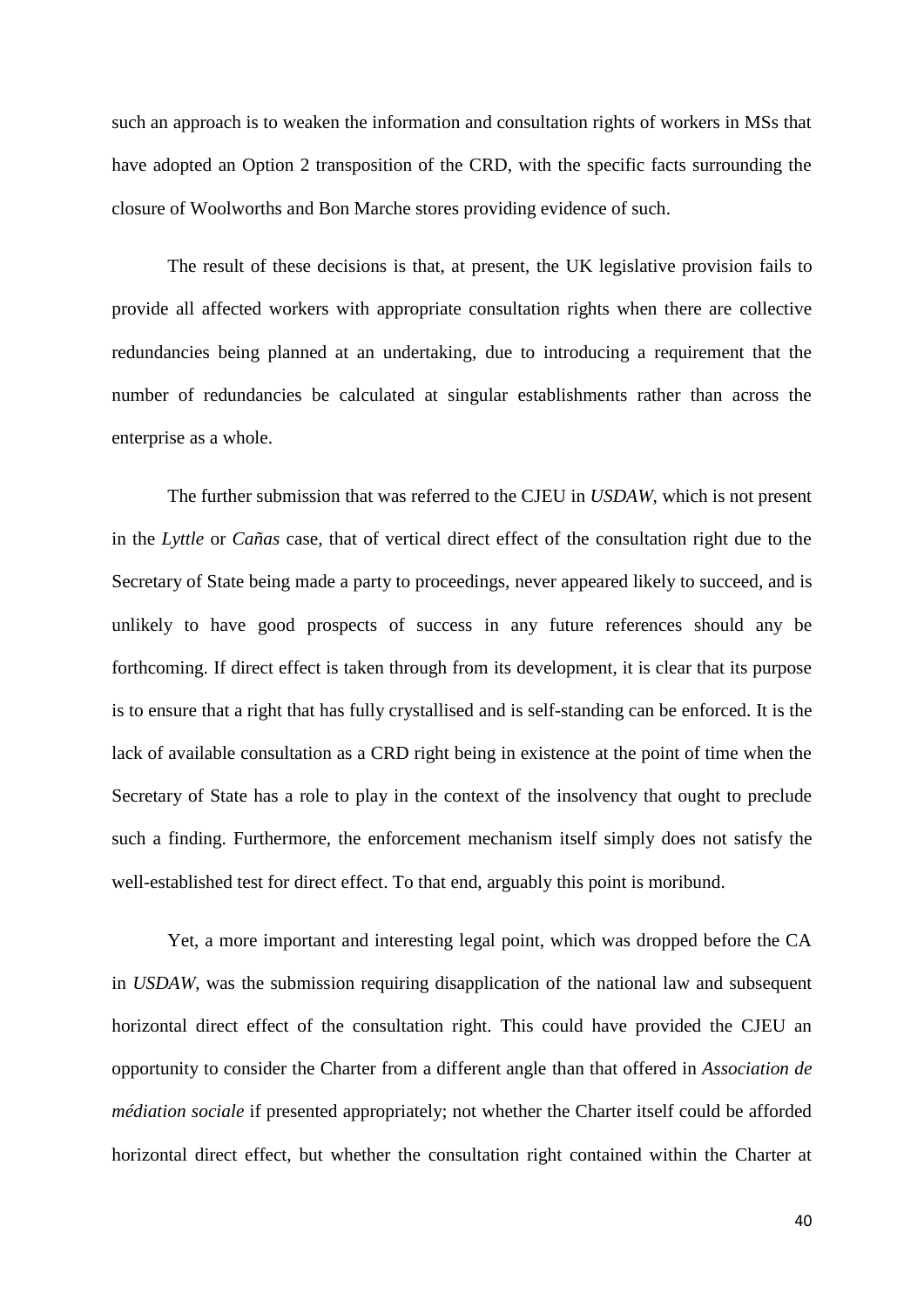such an approach is to weaken the information and consultation rights of workers in MSs that have adopted an Option 2 transposition of the CRD, with the specific facts surrounding the closure of Woolworths and Bon Marche stores providing evidence of such.

The result of these decisions is that, at present, the UK legislative provision fails to provide all affected workers with appropriate consultation rights when there are collective redundancies being planned at an undertaking, due to introducing a requirement that the number of redundancies be calculated at singular establishments rather than across the enterprise as a whole.

The further submission that was referred to the CJEU in *USDAW*, which is not present in the *Lyttle* or *Cañas* case, that of vertical direct effect of the consultation right due to the Secretary of State being made a party to proceedings, never appeared likely to succeed, and is unlikely to have good prospects of success in any future references should any be forthcoming. If direct effect is taken through from its development, it is clear that its purpose is to ensure that a right that has fully crystallised and is self-standing can be enforced. It is the lack of available consultation as a CRD right being in existence at the point of time when the Secretary of State has a role to play in the context of the insolvency that ought to preclude such a finding. Furthermore, the enforcement mechanism itself simply does not satisfy the well-established test for direct effect. To that end, arguably this point is moribund.

Yet, a more important and interesting legal point, which was dropped before the CA in *USDAW*, was the submission requiring disapplication of the national law and subsequent horizontal direct effect of the consultation right. This could have provided the CJEU an opportunity to consider the Charter from a different angle than that offered in *Association de médiation sociale* if presented appropriately; not whether the Charter itself could be afforded horizontal direct effect, but whether the consultation right contained within the Charter at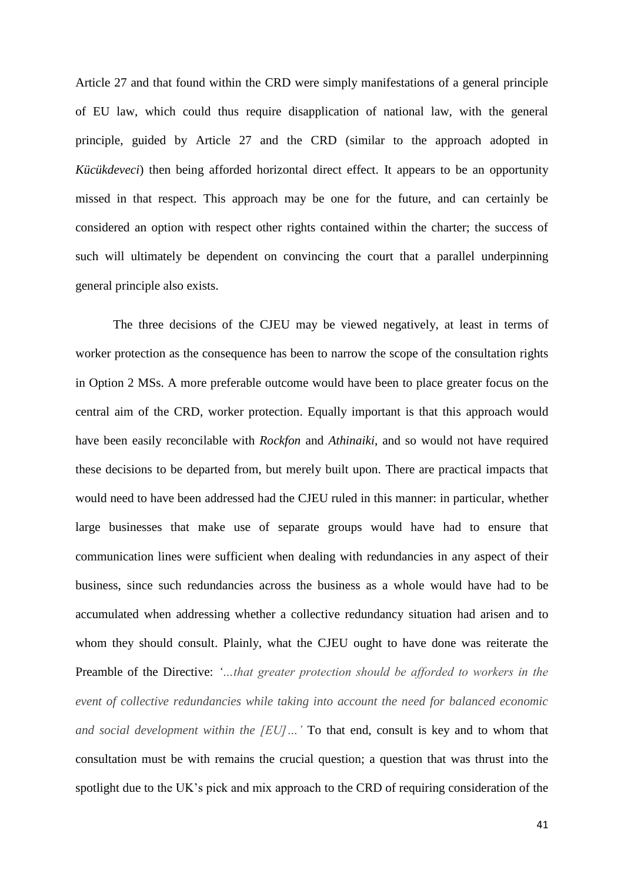Article 27 and that found within the CRD were simply manifestations of a general principle of EU law, which could thus require disapplication of national law, with the general principle, guided by Article 27 and the CRD (similar to the approach adopted in *Kücükdeveci*) then being afforded horizontal direct effect. It appears to be an opportunity missed in that respect. This approach may be one for the future, and can certainly be considered an option with respect other rights contained within the charter; the success of such will ultimately be dependent on convincing the court that a parallel underpinning general principle also exists.

The three decisions of the CJEU may be viewed negatively, at least in terms of worker protection as the consequence has been to narrow the scope of the consultation rights in Option 2 MSs. A more preferable outcome would have been to place greater focus on the central aim of the CRD, worker protection. Equally important is that this approach would have been easily reconcilable with *Rockfon* and *Athinaiki*, and so would not have required these decisions to be departed from, but merely built upon. There are practical impacts that would need to have been addressed had the CJEU ruled in this manner: in particular, whether large businesses that make use of separate groups would have had to ensure that communication lines were sufficient when dealing with redundancies in any aspect of their business, since such redundancies across the business as a whole would have had to be accumulated when addressing whether a collective redundancy situation had arisen and to whom they should consult. Plainly, what the CJEU ought to have done was reiterate the Preamble of the Directive: *'...that greater protection should be afforded to workers in the event of collective redundancies while taking into account the need for balanced economic and social development within the [EU]...'* To that end, consult is key and to whom that consultation must be with remains the crucial question; a question that was thrust into the spotlight due to the UK's pick and mix approach to the CRD of requiring consideration of the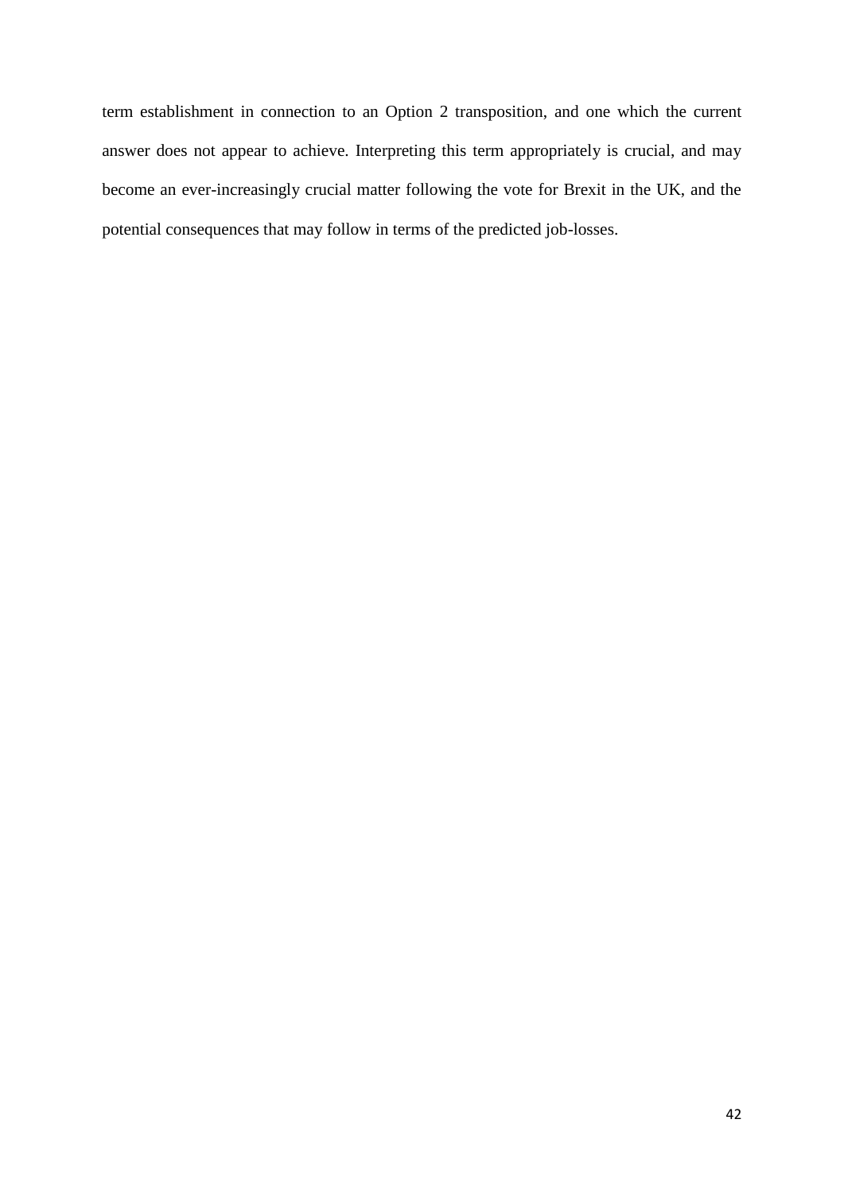term establishment in connection to an Option 2 transposition, and one which the current answer does not appear to achieve. Interpreting this term appropriately is crucial, and may become an ever-increasingly crucial matter following the vote for Brexit in the UK, and the potential consequences that may follow in terms of the predicted job-losses.